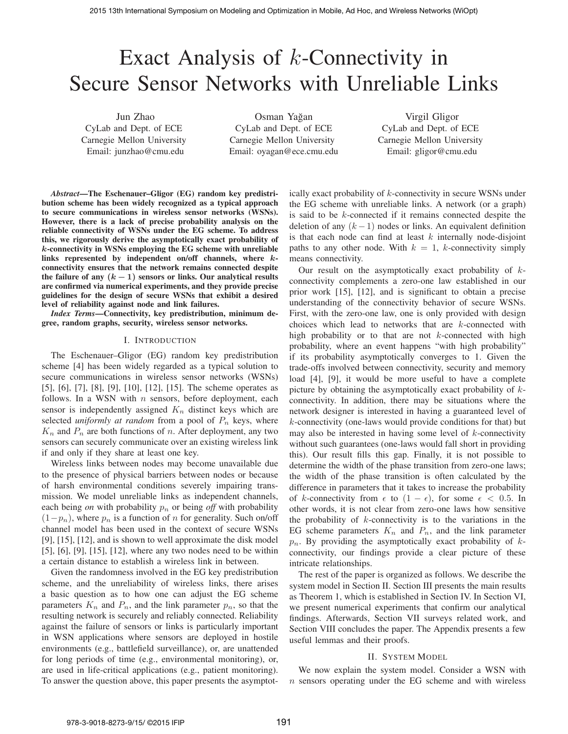# Exact Analysis of $k$-Connectivity in Secure Sensor Networks with Unreliable Links

Jun Zhao
CyLab and Dept. of ECE
Carnegie Mellon University
Email: junzhao@cmu.edu

Osman Yağan
CyLab and Dept. of ECE
Carnegie Mellon University
Email: oyagan@ece.cmu.edu

Virgil Gligor
CyLab and Dept. of ECE
Carnegie Mellon University
Email: gligor@cmu.edu

***Abstract*—The Eschenauer–Gligor (EG) random key predistribution scheme has been widely recognized as a typical approach to secure communications in wireless sensor networks (WSNs). However, there is a lack of precise probability analysis on the reliable connectivity of WSNs under the EG scheme. To address this, we rigorously derive the asymptotically exact probability of $k$-connectivity in WSNs employing the EG scheme with unreliable links represented by independent on/off channels, where $k$-connectivity ensures that the network remains connected despite the failure of any $(k-1)$ sensors or links. Our analytical results are confirmed via numerical experiments, and they provide precise guidelines for the design of secure WSNs that exhibit a desired level of reliability against node and link failures.**

***Index Terms*—Connectivity, key predistribution, minimum degree, random graphs, security, wireless sensor networks.**

## I. Introduction

The Eschenauer–Gligor (EG) random key predistribution scheme [4] has been widely regarded as a typical solution to secure communications in wireless sensor networks (WSNs) [5], [6], [7], [8], [9], [10], [12], [15]. The scheme operates as follows. In a WSN with $n$ sensors, before deployment, each sensor is independently assigned $K_n$ distinct keys which are selected *uniformly at random* from a pool of $P_n$ keys, where $K_n$ and $P_n$ are both functions of $n$. After deployment, any two sensors can securely communicate over an existing wireless link if and only if they share at least one key.

Wireless links between nodes may become unavailable due to the presence of physical barriers between nodes or because of harsh environmental conditions severely impairing transmission. We model unreliable links as independent channels, each being *on* with probability $p_n$ or being *off* with probability $(1-p_n)$, where $p_n$ is a function of $n$ for generality. Such on/off channel model has been used in the context of secure WSNs [9], [15], [12], and is shown to well approximate the disk model [5], [6], [9], [15], [12], where any two nodes need to be within a certain distance to establish a wireless link in between.

Given the randomness involved in the EG key predistribution scheme, and the unreliability of wireless links, there arises a basic question as to how one can adjust the EG scheme parameters $K_n$ and $P_n$, and the link parameter $p_n$, so that the resulting network is securely and reliably connected. Reliability against the failure of sensors or links is particularly important in WSN applications where sensors are deployed in hostile environments (e.g., battlefield surveillance), or, are unattended for long periods of time (e.g., environmental monitoring), or, are used in life-critical applications (e.g., patient monitoring). To answer the question above, this paper presents the asymptotically exact probability of $k$-connectivity in secure WSNs under the EG scheme with unreliable links. A network (or a graph) is said to be $k$-connected if it remains connected despite the deletion of any $(k-1)$ nodes or links. An equivalent definition is that each node can find at least $k$ internally node-disjoint paths to any other node. With $k=1$, $k$-connectivity simply means connectivity.

Our result on the asymptotically exact probability of $k$-connectivity complements a zero-one law established in our prior work [15], [12], and is significant to obtain a precise understanding of the connectivity behavior of secure WSNs. First, with the zero-one law, one is only provided with design choices which lead to networks that are $k$-connected with high probability or to that are not $k$-connected with high probability, where an event happens "with high probability" if its probability asymptotically converges to 1. Given the trade-offs involved between connectivity, security and memory load [4], [9], it would be more useful to have a complete picture by obtaining the asymptotically exact probability of $k$-connectivity. In addition, there may be situations where the network designer is interested in having a guaranteed level of $k$-connectivity (one-laws would provide conditions for that) but may also be interested in having some level of $k$-connectivity without such guarantees (one-laws would fall short in providing this). Our result fills this gap. Finally, it is not possible to determine the width of the phase transition from zero-one laws; the width of the phase transition is often calculated by the difference in parameters that it takes to increase the probability of $k$-connectivity from $\epsilon$ to $(1-\epsilon)$, for some $\epsilon < 0.5$. In other words, it is not clear from zero-one laws how sensitive the probability of $k$-connectivity is to the variations in the EG scheme parameters $K_n$ and $P_n$, and the link parameter $p_n$. By providing the asymptotically exact probability of $k$-connectivity, our findings provide a clear picture of these intricate relationships.

The rest of the paper is organized as follows. We describe the system model in Section II. Section III presents the main results as Theorem 1, which is established in Section IV. In Section VI, we present numerical experiments that confirm our analytical findings. Afterwards, Section VII surveys related work, and Section VIII concludes the paper. The Appendix presents a few useful lemmas and their proofs.

## II. System Model

We now explain the system model. Consider a WSN with $n$ sensors operating under the EG scheme and with wireless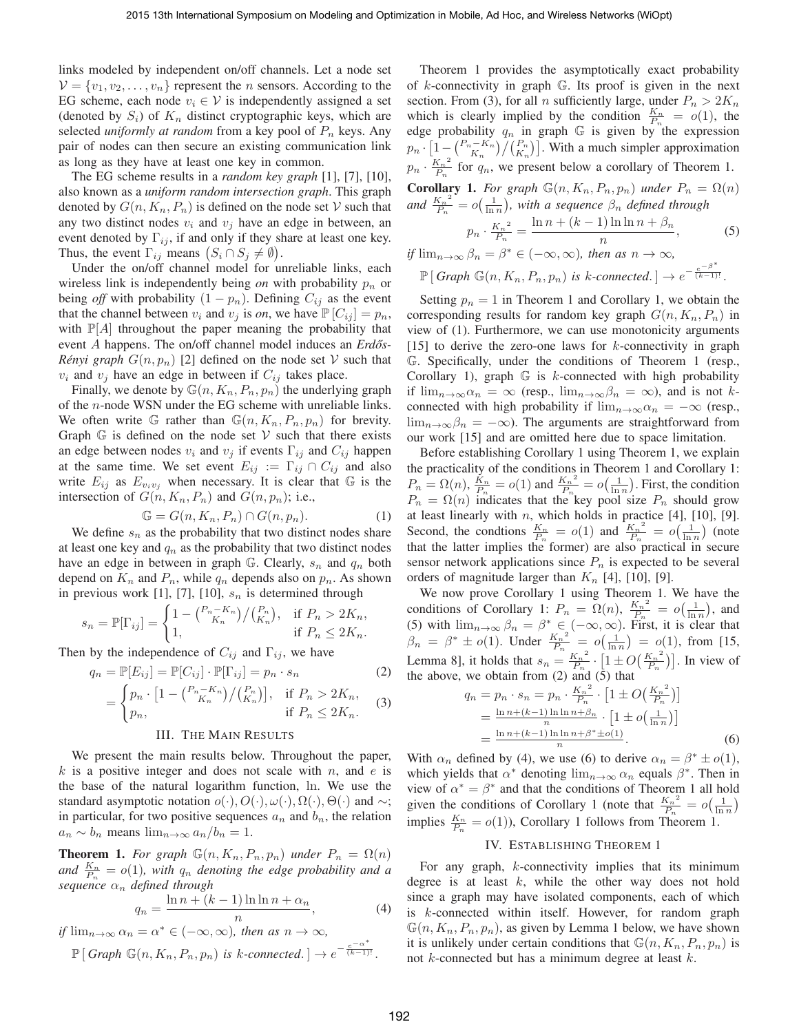links modeled by independent on/off channels. Let a node set $\mathcal{V} = \{v_1, v_2, \ldots, v_n\}$ represent the $n$ sensors. According to the EG scheme, each node $v_i \in \mathcal{V}$ is independently assigned a set (denoted by $S_i$) of $K_n$ distinct cryptographic keys, which are selected *uniformly at random* from a key pool of $P_n$ keys. Any pair of nodes can then secure an existing communication link as long as they have at least one key in common.

The EG scheme results in a *random key graph* [1], [7], [10], also known as a *uniform random intersection graph*. This graph denoted by $G(n, K_n, P_n)$ is defined on the node set $\mathcal{V}$ such that any two distinct nodes $v_i$ and $v_j$ have an edge in between, an event denoted by $\Gamma_{ij}$, if and only if they share at least one key. Thus, the event $\Gamma_{ij}$ means $(S_i \cap S_j \neq \emptyset)$.

Under the on/off channel model for unreliable links, each wireless link is independently being *on* with probability $p_n$ or being *off* with probability $(1 - p_n)$. Defining $C_{ij}$ as the event that the channel between $v_i$ and $v_j$ is *on*, we have $\mathbb{P}[C_{ij}] = p_n$, with $\mathbb{P}[A]$ throughout the paper meaning the probability that event $A$ happens. The on/off channel model induces an *Erdős-Rényi graph* $G(n, p_n)$ [2] defined on the node set $\mathcal{V}$ such that $v_i$ and $v_j$ have an edge in between if $C_{ij}$ takes place.

Finally, we denote by $\mathbb{G}(n, K_n, P_n, p_n)$ the underlying graph of the $n$-node WSN under the EG scheme with unreliable links. We often write $\mathbb{G}$ rather than $\mathbb{G}(n, K_n, P_n, p_n)$ for brevity. Graph $\mathbb{G}$ is defined on the node set $\mathcal{V}$ such that there exists an edge between nodes $v_i$ and $v_j$ if events $\Gamma_{ij}$ and $C_{ij}$ happen at the same time. We set event $E_{ij} := \Gamma_{ij} \cap C_{ij}$ and also write $E_{ij}$ as $E_{v_i v_j}$ when necessary. It is clear that $\mathbb{G}$ is the intersection of $G(n, K_n, P_n)$ and $G(n, p_n)$; i.e.,

$$\mathbb{G} = G(n, K_n, P_n) \cap G(n, p_n). \tag{1}$$

We define $s_n$ as the probability that two distinct nodes share at least one key and $q_n$ as the probability that two distinct nodes have an edge in between in graph $\mathbb{G}$. Clearly, $s_n$ and $q_n$ both depend on $K_n$ and $P_n$, while $q_n$ depends also on $p_n$. As shown in previous work [1], [7], [10], $s_n$ is determined through

$$s_n = \mathbb{P}[\Gamma_{ij}] = \begin{cases} 1 - \binom{P_n - K_n}{K_n} \big/ \binom{P_n}{K_n}, & \text{if } P_n > 2K_n, \\ 1, & \text{if } P_n \leq 2K_n. \end{cases}$$

Then by the independence of $C_{ij}$ and $\Gamma_{ij}$, we have

$$q_n = \mathbb{P}[E_{ij}] = \mathbb{P}[C_{ij}] \cdot \mathbb{P}[\Gamma_{ij}] = p_n \cdot s_n \tag{2}$$

$$= \begin{cases} p_n \cdot \left[1 - \binom{P_n - K_n}{K_n} \big/ \binom{P_n}{K_n}\right], & \text{if } P_n > 2K_n, \\ p_n, & \text{if } P_n \leq 2K_n. \end{cases} \tag{3}$$

## III. The Main Results

We present the main results below. Throughout the paper, $k$ is a positive integer and does not scale with $n$, and $e$ is the base of the natural logarithm function, ln. We use the standard asymptotic notation $o(\cdot), O(\cdot), \omega(\cdot), \Omega(\cdot), \Theta(\cdot)$ and $\sim$; in particular, for two positive sequences $a_n$ and $b_n$, the relation $a_n \sim b_n$ means $\lim_{n\to\infty} a_n/b_n = 1$.

**Theorem 1.** *For graph $\mathbb{G}(n, K_n, P_n, p_n)$ under $P_n = \Omega(n)$ and $\frac{K_n}{P_n} = o(1)$, with $q_n$ denoting the edge probability and a sequence $\alpha_n$ defined through*

$$q_n = \frac{\ln n + (k-1)\ln\ln n + \alpha_n}{n}, \tag{4}$$

*if $\lim_{n\to\infty} \alpha_n = \alpha^* \in (-\infty, \infty)$, then as $n \to \infty$,*

$$\mathbb{P}\left[\, \textit{Graph } \mathbb{G}(n, K_n, P_n, p_n) \textit{ is } k\textit{-connected.} \right] \to e^{-\frac{e^{-\alpha^*}}{(k-1)!}}.$$

Theorem 1 provides the asymptotically exact probability of $k$-connectivity in graph $\mathbb{G}$. Its proof is given in the next section. From (3), for all $n$ sufficiently large, under $P_n > 2K_n$ which is clearly implied by the condition $\frac{K_n}{P_n} = o(1)$, the edge probability $q_n$ in graph $\mathbb{G}$ is given by the expression $p_n \cdot \left[1 - \binom{P_n - K_n}{K_n} \big/ \binom{P_n}{K_n}\right]$. With a much simpler approximation $p_n \cdot \frac{{K_n}^2}{P_n}$ for $q_n$, we present below a corollary of Theorem 1.

**Corollary 1.** *For graph $\mathbb{G}(n, K_n, P_n, p_n)$ under $P_n = \Omega(n)$ and $\frac{{K_n}^2}{P_n} = o\big(\frac{1}{\ln n}\big)$, with a sequence $\beta_n$ defined through*

$$p_n \cdot \frac{{K_n}^2}{P_n} = \frac{\ln n + (k-1)\ln\ln n + \beta_n}{n}, \tag{5}$$

*if $\lim_{n\to\infty} \beta_n = \beta^* \in (-\infty, \infty)$, then as $n \to \infty$,*

$$\mathbb{P}\left[\, \textit{Graph } \mathbb{G}(n, K_n, P_n, p_n) \textit{ is } k\textit{-connected.} \right] \to e^{-\frac{e^{-\beta^*}}{(k-1)!}}.$$

Setting $p_n = 1$ in Theorem 1 and Corollary 1, we obtain the corresponding results for random key graph $G(n, K_n, P_n)$ in view of (1). Furthermore, we can use monotonicity arguments [15] to derive the zero-one laws for $k$-connectivity in graph $\mathbb{G}$. Specifically, under the conditions of Theorem 1 (resp., Corollary 1), graph $\mathbb{G}$ is $k$-connected with high probability if $\lim_{n\to\infty} \alpha_n = \infty$ (resp., $\lim_{n\to\infty} \beta_n = \infty$), and is not $k$-connected with high probability if $\lim_{n\to\infty} \alpha_n = -\infty$ (resp., $\lim_{n\to\infty} \beta_n = -\infty$). The arguments are straightforward from our work [15] and are omitted here due to space limitation.

Before establishing Corollary 1 using Theorem 1, we explain the practicality of the conditions in Theorem 1 and Corollary 1: $P_n = \Omega(n)$, $\frac{K_n}{P_n} = o(1)$ and $\frac{{K_n}^2}{P_n} = o\big(\frac{1}{\ln n}\big)$. First, the condition $P_n = \Omega(n)$ indicates that the key pool size $P_n$ should grow at least linearly with $n$, which holds in practice [4], [10], [9]. Second, the condtions $\frac{K_n}{P_n} = o(1)$ and $\frac{{K_n}^2}{P_n} = o\big(\frac{1}{\ln n}\big)$ (note that the latter implies the former) are also practical in secure sensor network applications since $P_n$ is expected to be several orders of magnitude larger than $K_n$ [4], [10], [9].

We now prove Corollary 1 using Theorem 1. We have the conditions of Corollary 1: $P_n = \Omega(n)$, $\frac{{K_n}^2}{P_n} = o\big(\frac{1}{\ln n}\big)$, and (5) with $\lim_{n\to\infty} \beta_n = \beta^* \in (-\infty, \infty)$. First, it is clear that $\beta_n = \beta^* \pm o(1)$. Under $\frac{{K_n}^2}{P_n} = o\big(\frac{1}{\ln n}\big) = o(1)$, from [15, Lemma 8], it holds that $s_n = \frac{{K_n}^2}{P_n} \cdot \left[1 \pm O\big(\frac{{K_n}^2}{P_n}\big)\right]$. In view of the above, we obtain from (2) and (5) that

$$\begin{aligned} q_n = p_n \cdot s_n &= p_n \cdot \frac{{K_n}^2}{P_n} \cdot \left[1 \pm O\big(\tfrac{{K_n}^2}{P_n}\big)\right] \\ &= \tfrac{\ln n + (k-1)\ln\ln n + \beta_n}{n} \cdot \left[1 \pm o\big(\tfrac{1}{\ln n}\big)\right] \\ &= \tfrac{\ln n + (k-1)\ln\ln n + \beta^* \pm o(1)}{n}. \end{aligned} \tag{6}$$

With $\alpha_n$ defined by (4), we use (6) to derive $\alpha_n = \beta^* \pm o(1)$, which yields that $\alpha^*$ denoting $\lim_{n\to\infty} \alpha_n$ equals $\beta^*$. Then in view of $\alpha^* = \beta^*$ and that the conditions of Theorem 1 all hold given the conditions of Corollary 1 (note that $\frac{{K_n}^2}{P_n} = o\big(\frac{1}{\ln n}\big)$ implies $\frac{K_n}{P_n} = o(1)$), Corollary 1 follows from Theorem 1.

## IV. Establishing Theorem 1

For any graph, $k$-connectivity implies that its minimum degree is at least $k$, while the other way does not hold since a graph may have isolated components, each of which is $k$-connected within itself. However, for random graph $\mathbb{G}(n, K_n, P_n, p_n)$, as given by Lemma 1 below, we have shown it is unlikely under certain conditions that $\mathbb{G}(n, K_n, P_n, p_n)$ is not $k$-connected but has a minimum degree at least $k$.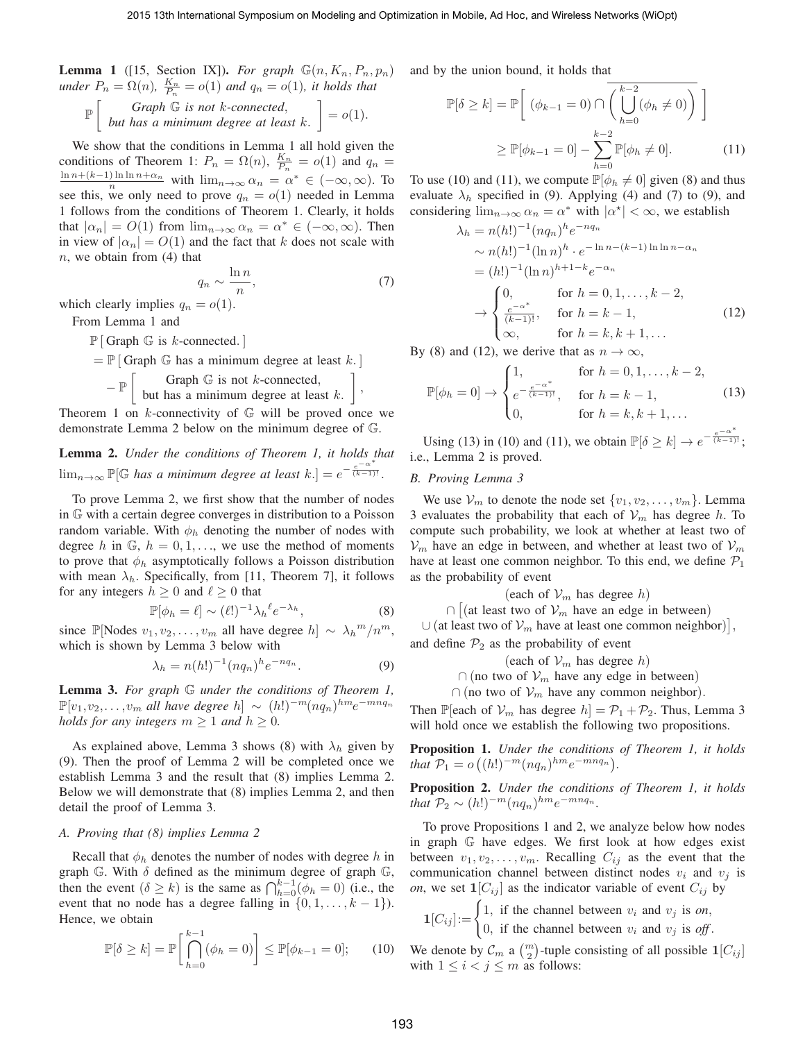**Lemma 1** ([15, Section IX]). *For graph $\mathbb{G}(n, K_n, P_n, p_n)$ under $P_n = \Omega(n)$, $\frac{K_n}{P_n} = o(1)$ and $q_n = o(1)$, it holds that*

$$\mathbb{P}\left[\begin{array}{c}\text{Graph } \mathbb{G} \text{ is not } k\text{-connected,}\\ \text{but has a minimum degree at least } k.\end{array}\right] = o(1).$$

We show that the conditions in Lemma 1 all hold given the conditions of Theorem 1: $P_n = \Omega(n)$, $\frac{K_n}{P_n} = o(1)$ and $q_n = \frac{\ln n + (k-1)\ln\ln n + \alpha_n}{n}$ with $\lim_{n\to\infty} \alpha_n = \alpha^* \in (-\infty, \infty)$. To see this, we only need to prove $q_n = o(1)$ needed in Lemma 1 follows from the conditions of Theorem 1. Clearly, it holds that $|\alpha_n| = O(1)$ from $\lim_{n\to\infty} \alpha_n = \alpha^* \in (-\infty, \infty)$. Then in view of $|\alpha_n| = O(1)$ and the fact that $k$ does not scale with $n$, we obtain from (4) that

$$q_n \sim \frac{\ln n}{n}, \tag{7}$$

which clearly implies $q_n = o(1)$.

From Lemma 1 and

$$\begin{aligned}
&\mathbb{P}\left[\text{Graph } \mathbb{G} \text{ is } k\text{-connected.}\right] \\
&= \mathbb{P}\left[\text{Graph } \mathbb{G} \text{ has a minimum degree at least } k.\right] \\
&\quad - \mathbb{P}\left[\begin{array}{c}\text{Graph } \mathbb{G} \text{ is not } k\text{-connected,}\\ \text{but has a minimum degree at least } k.\end{array}\right],
\end{aligned}$$

Theorem 1 on $k$-connectivity of $\mathbb{G}$ will be proved once we demonstrate Lemma 2 below on the minimum degree of $\mathbb{G}$.

**Lemma 2.** *Under the conditions of Theorem 1, it holds that $\lim_{n\to\infty} \mathbb{P}[\mathbb{G}$ has a minimum degree at least $k.] = e^{-\frac{e^{-\alpha^*}}{(k-1)!}}$.*

To prove Lemma 2, we first show that the number of nodes in $\mathbb{G}$ with a certain degree converges in distribution to a Poisson random variable. With $\phi_h$ denoting the number of nodes with degree $h$ in $\mathbb{G}$, $h = 0, 1, \ldots$, we use the method of moments to prove that $\phi_h$ asymptotically follows a Poisson distribution with mean $\lambda_h$. Specifically, from [11, Theorem 7], it follows for any integers $h \geq 0$ and $\ell \geq 0$ that

$$\mathbb{P}[\phi_h = \ell] \sim (\ell!)^{-1} {\lambda_h}^{\ell} e^{-\lambda_h}, \tag{8}$$

since $\mathbb{P}[$Nodes $v_1, v_2, \ldots, v_m$ all have degree $h] \sim {\lambda_h}^m / n^m$, which is shown by Lemma 3 below with

$$\lambda_h = n(h!)^{-1}(nq_n)^h e^{-nq_n}. \tag{9}$$

**Lemma 3.** *For graph $\mathbb{G}$ under the conditions of Theorem 1, $\mathbb{P}[v_1, v_2, \ldots, v_m$ all have degree $h] \sim (h!)^{-m}(nq_n)^{hm}e^{-mnq_n}$ holds for any integers $m \geq 1$ and $h \geq 0$.*

As explained above, Lemma 3 shows (8) with $\lambda_h$ given by (9). Then the proof of Lemma 2 will be completed once we establish Lemma 3 and the result that (8) implies Lemma 2. Below we will demonstrate that (8) implies Lemma 2, and then detail the proof of Lemma 3.

### A. Proving that (8) implies Lemma 2

Recall that $\phi_h$ denotes the number of nodes with degree $h$ in graph $\mathbb{G}$. With $\delta$ defined as the minimum degree of graph $\mathbb{G}$, then the event $(\delta \geq k)$ is the same as $\bigcap_{h=0}^{k-1}(\phi_h = 0)$ (i.e., the event that no node has a degree falling in $\{0, 1, \ldots, k-1\}$). Hence, we obtain

$$\mathbb{P}[\delta \geq k] = \mathbb{P}\left[\bigcap_{h=0}^{k-1}(\phi_h = 0)\right] \leq \mathbb{P}[\phi_{k-1} = 0]; \tag{10}$$

and by the union bound, it holds that

$$\begin{aligned}
\mathbb{P}[\delta \geq k] &= \mathbb{P}\left[(\phi_{k-1} = 0) \cap \overline{\left(\bigcup_{h=0}^{k-2}(\phi_h \neq 0)\right)}\right] \\
&\geq \mathbb{P}[\phi_{k-1} = 0] - \sum_{h=0}^{k-2} \mathbb{P}[\phi_h \neq 0].
\end{aligned} \tag{11}$$

To use (10) and (11), we compute $\mathbb{P}[\phi_h \neq 0]$ given (8) and thus evaluate $\lambda_h$ specified in (9). Applying (4) and (7) to (9), and considering $\lim_{n\to\infty} \alpha_n = \alpha^*$ with $|\alpha^\star| < \infty$, we establish

$$\begin{aligned}
\lambda_h &= n(h!)^{-1}(nq_n)^h e^{-nq_n} \\
&\sim n(h!)^{-1}(\ln n)^h \cdot e^{-\ln n - (k-1)\ln\ln n - \alpha_n} \\
&= (h!)^{-1}(\ln n)^{h+1-k} e^{-\alpha_n} \\
&\to \begin{cases} 0, & \text{for } h = 0, 1, \ldots, k-2, \\ \frac{e^{-\alpha^*}}{(k-1)!}, & \text{for } h = k-1, \\ \infty, & \text{for } h = k, k+1, \ldots \end{cases}
\end{aligned} \tag{12}$$

By (8) and (12), we derive that as $n \to \infty$,

$$\mathbb{P}[\phi_h = 0] \to \begin{cases} 1, & \text{for } h = 0, 1, \ldots, k-2, \\ e^{-\frac{e^{-\alpha^*}}{(k-1)!}}, & \text{for } h = k-1, \\ 0, & \text{for } h = k, k+1, \ldots \end{cases} \tag{13}$$

Using (13) in (10) and (11), we obtain $\mathbb{P}[\delta \geq k] \to e^{-\frac{e^{-\alpha^*}}{(k-1)!}}$; i.e., Lemma 2 is proved.

### B. Proving Lemma 3

We use $\mathcal{V}_m$ to denote the node set $\{v_1, v_2, \ldots, v_m\}$. Lemma 3 evaluates the probability that each of $\mathcal{V}_m$ has degree $h$. To compute such probability, we look at whether at least two of $\mathcal{V}_m$ have an edge in between, and whether at least two of $\mathcal{V}_m$ have at least one common neighbor. To this end, we define $\mathcal{P}_1$ as the probability of event

$$\begin{aligned}
&(\text{each of } \mathcal{V}_m \text{ has degree } h) \\
&\cap \big[(\text{at least two of } \mathcal{V}_m \text{ have an edge in between}) \\
&\cup (\text{at least two of } \mathcal{V}_m \text{ have at least one common neighbor})\big],
\end{aligned}$$

and define $\mathcal{P}_2$ as the probability of event

$$\begin{aligned}
&(\text{each of } \mathcal{V}_m \text{ has degree } h) \\
&\cap (\text{no two of } \mathcal{V}_m \text{ have any edge in between}) \\
&\cap (\text{no two of } \mathcal{V}_m \text{ have any common neighbor}).
\end{aligned}$$

Then $\mathbb{P}[$each of $\mathcal{V}_m$ has degree $h] = \mathcal{P}_1 + \mathcal{P}_2$. Thus, Lemma 3 will hold once we establish the following two propositions.

**Proposition 1.** *Under the conditions of Theorem 1, it holds that $\mathcal{P}_1 = o\big((h!)^{-m}(nq_n)^{hm}e^{-mnq_n}\big)$.*

**Proposition 2.** *Under the conditions of Theorem 1, it holds that $\mathcal{P}_2 \sim (h!)^{-m}(nq_n)^{hm}e^{-mnq_n}$.*

To prove Propositions 1 and 2, we analyze below how nodes in graph $\mathbb{G}$ have edges. We first look at how edges exist between $v_1, v_2, \ldots, v_m$. Recalling $C_{ij}$ as the event that the communication channel between distinct nodes $v_i$ and $v_j$ is *on*, we set $\mathbf{1}[C_{ij}]$ as the indicator variable of event $C_{ij}$ by

$$\mathbf{1}[C_{ij}] := \begin{cases} 1, & \text{if the channel between } v_i \text{ and } v_j \text{ is } \textit{on}, \\ 0, & \text{if the channel between } v_i \text{ and } v_j \text{ is } \textit{off}. \end{cases}$$

We denote by $\mathcal{C}_m$ a $\binom{m}{2}$-tuple consisting of all possible $\mathbf{1}[C_{ij}]$ with $1 \leq i < j \leq m$ as follows: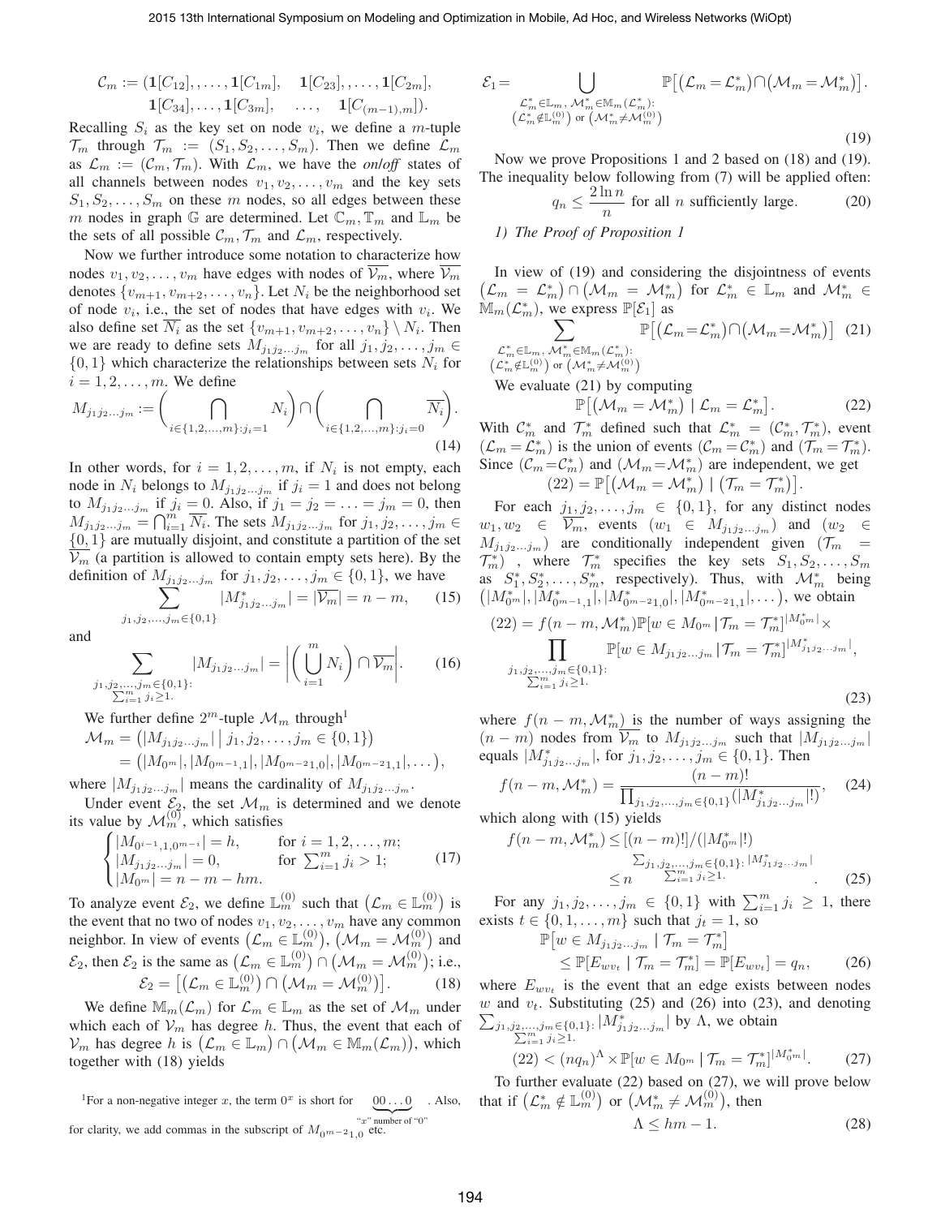$$\mathcal{C}_m := (\mathbf{1}[C_{12}], \ldots, \mathbf{1}[C_{1m}], \quad \mathbf{1}[C_{23}], \ldots, \mathbf{1}[C_{2m}], \quad \mathbf{1}[C_{34}], \ldots, \mathbf{1}[C_{3m}], \quad \ldots, \quad \mathbf{1}[C_{(m-1),m}]).$$

Recalling $S_i$ as the key set on node $v_i$, we define a $m$-tuple $\mathcal{T}_m$ through $\mathcal{T}_m := (S_1, S_2, \ldots, S_m)$. Then we define $\mathcal{L}_m$ as $\mathcal{L}_m := (\mathcal{C}_m, \mathcal{T}_m)$. With $\mathcal{L}_m$, we have the *on/off* states of all channels between nodes $v_1, v_2, \ldots, v_m$ and the key sets $S_1, S_2, \ldots, S_m$ on these $m$ nodes, so all edges between these $m$ nodes in graph $\mathbb{G}$ are determined. Let $\mathbb{C}_m, \mathbb{T}_m$ and $\mathbb{L}_m$ be the sets of all possible $\mathcal{C}_m, \mathcal{T}_m$ and $\mathcal{L}_m$, respectively.

Now we further introduce some notation to characterize how nodes $v_1, v_2, \ldots, v_m$ have edges with nodes of $\overline{\mathcal{V}_m}$, where $\overline{\mathcal{V}_m}$ denotes $\{v_{m+1}, v_{m+2}, \ldots, v_n\}$. Let $N_i$ be the neighborhood set of node $v_i$, i.e., the set of nodes that have edges with $v_i$. We also define set $\overline{N_i}$ as the set $\{v_{m+1}, v_{m+2}, \ldots, v_n\} \setminus N_i$. Then we are ready to define sets $M_{j_1 j_2 \ldots j_m}$ for all $j_1, j_2, \ldots, j_m \in \{0, 1\}$ which characterize the relationships between sets $N_i$ for $i = 1, 2, \ldots, m$. We define

$$M_{j_1 j_2 \ldots j_m} := \bigg(\bigcap_{i \in \{1,2,\ldots,m\}: j_i = 1} N_i\bigg) \cap \bigg(\bigcap_{i \in \{1,2,\ldots,m\}: j_i = 0} \overline{N_i}\bigg). \tag{14}$$

In other words, for $i = 1, 2, \ldots, m$, if $N_i$ is not empty, each node in $N_i$ belongs to $M_{j_1 j_2 \ldots j_m}$ if $j_i = 1$ and does not belong to $M_{j_1 j_2 \ldots j_m}$ if $j_i = 0$. Also, if $j_1 = j_2 = \ldots = j_m = 0$, then $M_{j_1 j_2 \ldots j_m} = \bigcap_{i=1}^m \overline{N_i}$. The sets $M_{j_1 j_2 \ldots j_m}$ for $j_1, j_2, \ldots, j_m \in \{0, 1\}$ are mutually disjoint, and constitute a partition of the set $\overline{\mathcal{V}_m}$ (a partition is allowed to contain empty sets here). By the definition of $M_{j_1 j_2 \ldots j_m}$ for $j_1, j_2, \ldots, j_m \in \{0, 1\}$, we have

$$\sum_{j_1, j_2, \ldots, j_m \in \{0,1\}} |M_{j_1 j_2 \ldots j_m}^*| = |\overline{\mathcal{V}_m}| = n - m, \tag{15}$$

and

$$\sum_{\substack{j_1, j_2, \ldots, j_m \in \{0,1\}: \\ \sum_{i=1}^m j_i \geq 1.}} |M_{j_1 j_2 \ldots j_m}| = \bigg|\bigg(\bigcup_{i=1}^m N_i\bigg) \cap \overline{\mathcal{V}_m}\bigg|. \tag{16}$$

We further define $2^m$-tuple $\mathcal{M}_m$ through[1]

$$\mathcal{M}_m = \big(|M_{j_1 j_2 \ldots j_m}| \,\big|\, j_1, j_2, \ldots, j_m \in \{0, 1\}\big) = \big(|M_{0^m}|, |M_{0^{m-1},1}|, |M_{0^{m-2}1,0}|, |M_{0^{m-2}1,1}|, \ldots\big),$$

where $|M_{j_1 j_2 \ldots j_m}|$ means the cardinality of $M_{j_1 j_2 \ldots j_m}$.

Under event $\mathcal{E}_2$, the set $\mathcal{M}_m$ is determined and we denote its value by $\mathcal{M}_m^{(0)}$, which satisfies

$$\begin{cases} |M_{0^{i-1},1,0^{m-i}}| = h, & \text{for } i = 1, 2, \ldots, m; \\ |M_{j_1 j_2 \ldots j_m}| = 0, & \text{for } \sum_{i=1}^m j_i > 1; \\ |M_{0^m}| = n - m - hm. \end{cases} \tag{17}$$

To analyze event $\mathcal{E}_2$, we define $\mathbb{L}_m^{(0)}$ such that $\big(\mathcal{L}_m \in \mathbb{L}_m^{(0)}\big)$ is the event that no two of nodes $v_1, v_2, \ldots, v_m$ have any common neighbor. In view of events $\big(\mathcal{L}_m \in \mathbb{L}_m^{(0)}\big)$, $\big(\mathcal{M}_m = \mathcal{M}_m^{(0)}\big)$ and $\mathcal{E}_2$, then $\mathcal{E}_2$ is the same as $\big(\mathcal{L}_m \in \mathbb{L}_m^{(0)}\big) \cap \big(\mathcal{M}_m = \mathcal{M}_m^{(0)}\big)$; i.e.,

$$\mathcal{E}_2 = \big[\big(\mathcal{L}_m \in \mathbb{L}_m^{(0)}\big) \cap \big(\mathcal{M}_m = \mathcal{M}_m^{(0)}\big)\big]. \tag{18}$$

We define $\mathbb{M}_m(\mathcal{L}_m)$ for $\mathcal{L}_m \in \mathbb{L}_m$ as the set of $\mathcal{M}_m$ under which each of $\mathcal{V}_m$ has degree $h$. Thus, the event that each of $\mathcal{V}_m$ has degree $h$ is $\big(\mathcal{L}_m \in \mathbb{L}_m\big) \cap \big(\mathcal{M}_m \in \mathbb{M}_m(\mathcal{L}_m)\big)$, which together with (18) yields

[1] For a non-negative integer $x$, the term $0^x$ is short for $\underbrace{00\ldots0}_{\text{"}x\text{" number of "0"}}$. Also, for clarity, we add commas in the subscript of $M_{0^{m-2}1,0}$ etc.

$$\mathcal{E}_1 = \bigcup_{\substack{\mathcal{L}_m^* \in \mathbb{L}_m,\, \mathcal{M}_m^* \in \mathbb{M}_m(\mathcal{L}_m^*): \\ \left(\mathcal{L}_m^* \notin \mathbb{L}_m^{(0)}\right) \text{ or } \left(\mathcal{M}_m^* \neq \mathcal{M}_m^{(0)}\right)}} \mathbb{P}\big[\big(\mathcal{L}_m = \mathcal{L}_m^*\big) \cap \big(\mathcal{M}_m = \mathcal{M}_m^*\big)\big]. \tag{19}$$

Now we prove Propositions 1 and 2 based on (18) and (19). The inequality below following from (7) will be applied often:

$$q_n \leq \frac{2 \ln n}{n} \text{ for all } n \text{ sufficiently large.} \tag{20}$$

### 1) The Proof of Proposition 1

In view of (19) and considering the disjointness of events $\big(\mathcal{L}_m = \mathcal{L}_m^*\big) \cap \big(\mathcal{M}_m = \mathcal{M}_m^*\big)$ for $\mathcal{L}_m^* \in \mathbb{L}_m$ and $\mathcal{M}_m^* \in \mathbb{M}_m(\mathcal{L}_m^*)$, we express $\mathbb{P}[\mathcal{E}_1]$ as

$$\sum_{\substack{\mathcal{L}_m^* \in \mathbb{L}_m,\, \mathcal{M}_m^* \in \mathbb{M}_m(\mathcal{L}_m^*): \\ \left(\mathcal{L}_m^* \notin \mathbb{L}_m^{(0)}\right) \text{ or } \left(\mathcal{M}_m^* \neq \mathcal{M}_m^{(0)}\right)}} \mathbb{P}\big[\big(\mathcal{L}_m = \mathcal{L}_m^*\big) \cap \big(\mathcal{M}_m = \mathcal{M}_m^*\big)\big] \tag{21}$$

We evaluate (21) by computing

$$\mathbb{P}\big[\big(\mathcal{M}_m = \mathcal{M}_m^*\big) \mid \mathcal{L}_m = \mathcal{L}_m^*\big]. \tag{22}$$

With $\mathcal{C}_m^*$ and $\mathcal{T}_m^*$ defined such that $\mathcal{L}_m^* = (\mathcal{C}_m^*, \mathcal{T}_m^*)$, event $(\mathcal{L}_m = \mathcal{L}_m^*)$ is the union of events $(\mathcal{C}_m = \mathcal{C}_m^*)$ and $(\mathcal{T}_m = \mathcal{T}_m^*)$. Since $(\mathcal{C}_m = \mathcal{C}_m^*)$ and $(\mathcal{M}_m = \mathcal{M}_m^*)$ are independent, we get $(22) = \mathbb{P}\big[\big(\mathcal{M}_m = \mathcal{M}_m^*\big) \mid \big(\mathcal{T}_m = \mathcal{T}_m^*\big)\big]$.

For each $j_1, j_2, \ldots, j_m \in \{0, 1\}$, for any distinct nodes $w_1, w_2 \in \overline{\mathcal{V}_m}$, events $(w_1 \in M_{j_1 j_2 \ldots j_m})$ and $(w_2 \in M_{j_1 j_2 \ldots j_m})$ are conditionally independent given $(\mathcal{T}_m = \mathcal{T}_m^*)$, where $\mathcal{T}_m^*$ specifies the key sets $S_1, S_2, \ldots, S_m$ as $S_1^*, S_2^*, \ldots, S_m^*$, respectively). Thus, with $\mathcal{M}_m^*$ being $\big(|M_{0^m}^*|, |M_{0^{m-1},1}^*|, |M_{0^{m-2}1,0}^*|, |M_{0^{m-2}1,1}^*|, \ldots\big)$, we obtain

$$(22) = f(n-m, \mathcal{M}_m^*) \mathbb{P}[w \in M_{0^m} \,|\, \mathcal{T}_m = \mathcal{T}_m^*]^{|M_{0^m}^*|} \times \prod_{\substack{j_1, j_2, \ldots, j_m \in \{0,1\}: \\ \sum_{i=1}^m j_i \geq 1.}} \mathbb{P}[w \in M_{j_1 j_2 \ldots j_m} \,|\, \mathcal{T}_m = \mathcal{T}_m^*]^{|M_{j_1 j_2 \ldots j_m}^*|}, \tag{23}$$

where $f(n-m, \mathcal{M}_m^*)$ is the number of ways assigning the $(n-m)$ nodes from $\overline{\mathcal{V}_m}$ to $M_{j_1 j_2 \ldots j_m}$ such that $|M_{j_1 j_2 \ldots j_m}|$ equals $|M_{j_1 j_2 \ldots j_m}^*|$, for $j_1, j_2, \ldots, j_m \in \{0, 1\}$. Then

$$f(n-m, \mathcal{M}_m^*) = \frac{(n-m)!}{\prod_{j_1, j_2, \ldots, j_m \in \{0,1\}} (|M_{j_1 j_2 \ldots j_m}^*|!)}, \tag{24}$$

which along with (15) yields

$$f(n-m, \mathcal{M}_m^*) \leq [(n-m)!]/(|M_{0^m}^*|!) \leq n^{\sum_{\substack{j_1, j_2, \ldots, j_m \in \{0,1\}: \\ \sum_{i=1}^m j_i \geq 1.}} |M_{j_1 j_2 \ldots j_m}^*|}. \tag{25}$$

For any $j_1, j_2, \ldots, j_m \in \{0, 1\}$ with $\sum_{i=1}^m j_i \geq 1$, there exists $t \in \{0, 1, \ldots, m\}$ such that $j_t = 1$, so

$$\mathbb{P}\big[w \in M_{j_1 j_2 \ldots j_m} \mid \mathcal{T}_m = \mathcal{T}_m^*\big] \leq \mathbb{P}[E_{wv_t} \mid \mathcal{T}_m = \mathcal{T}_m^*] = \mathbb{P}[E_{wv_t}] = q_n, \tag{26}$$

where $E_{wv_t}$ is the event that an edge exists between nodes $w$ and $v_t$. Substituting (25) and (26) into (23), and denoting $\sum_{\substack{j_1, j_2, \ldots, j_m \in \{0,1\}: \\ \sum_{i=1}^m j_i \geq 1.}} |M_{j_1 j_2 \ldots j_m}^*|$ by $\Lambda$, we obtain

$$(22) < (nq_n)^\Lambda \times \mathbb{P}[w \in M_{0^m} \mid \mathcal{T}_m = \mathcal{T}_m^*]^{|M_{0^m}^*|}. \tag{27}$$

To further evaluate (22) based on (27), we will prove below that if $\big(\mathcal{L}_m^* \notin \mathbb{L}_m^{(0)}\big)$ or $\big(\mathcal{M}_m^* \neq \mathcal{M}_m^{(0)}\big)$, then

$$\Lambda \leq hm - 1. \tag{28}$$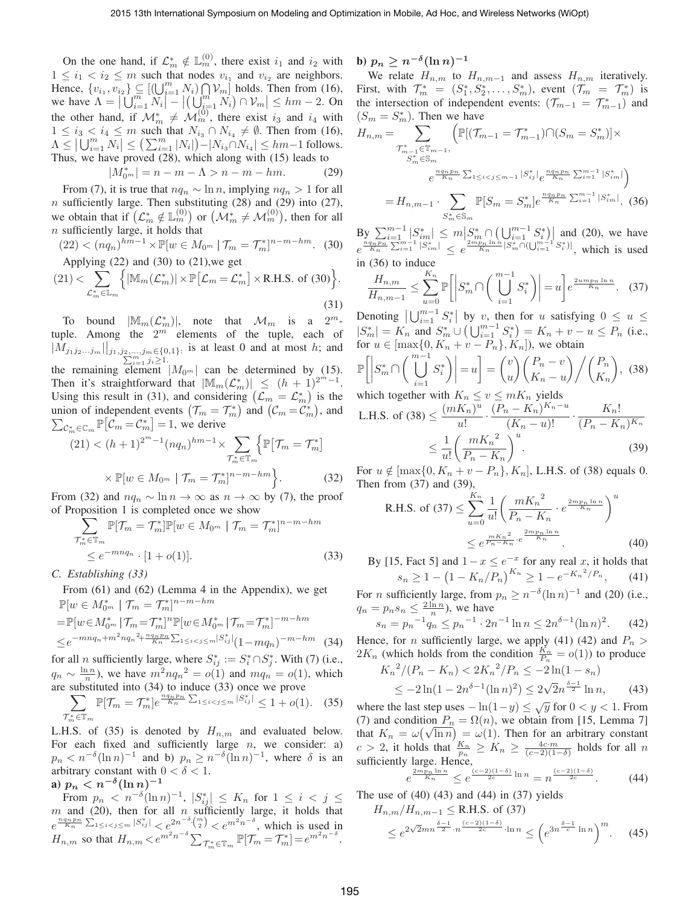On the one hand, if $\mathcal{L}_m^* \notin \mathbb{L}_m^{(0)}$, there exist $i_1$ and $i_2$ with $1 \leq i_1 < i_2 \leq m$ such that nodes $v_{i_1}$ and $v_{i_2}$ are neighbors. Hence, $\{v_{i_1}, v_{i_2}\} \subseteq [(\bigcup_{i=1}^m N_i) \bigcap \mathcal{V}_m]$ holds. Then from (16), we have $\Lambda = \left|\bigcup_{i=1}^m N_i\right| - \left|(\bigcup_{i=1}^m N_i) \cap \mathcal{V}_m\right| \leq hm - 2$. On the other hand, if $\mathcal{M}_m^* \neq \mathcal{M}_m^{(0)}$, there exist $i_3$ and $i_4$ with $1 \leq i_3 < i_4 \leq m$ such that $N_{i_3} \cap N_{i_4} \neq \emptyset$. Then from (16), $\Lambda \leq \left|\bigcup_{i=1}^m N_i\right| \leq \left(\sum_{i=1}^m |N_i|\right) - |N_{i_3} \cap N_{i_4}| \leq hm - 1$ follows. Thus, we have proved (28), which along with (15) leads to

$$|M_{0^m}^*| = n - m - \Lambda > n - m - hm. \tag{29}$$

From (7), it is true that $nq_n \sim \ln n$, implying $nq_n > 1$ for all $n$ sufficiently large. Then substituting (28) and (29) into (27), we obtain that if $\left(\mathcal{L}_m^* \notin \mathbb{L}_m^{(0)}\right)$ or $\left(\mathcal{M}_m^* \neq \mathcal{M}_m^{(0)}\right)$, then for all $n$ sufficiently large, it holds that

$$(22) < (nq_n)^{hm-1} \times \mathbb{P}[w \in M_{0^m} \mid \mathcal{T}_m = \mathcal{T}_m^*]^{n-m-hm}. \tag{30}$$

Applying (22) and (30) to (21),we get

$$(21) < \sum_{\mathcal{L}_m^* \in \mathbb{L}_m} \Big\{ |\mathbb{M}_m(\mathcal{L}_m^*)| \times \mathbb{P}\big[\mathcal{L}_m = \mathcal{L}_m^*\big] \times \text{R.H.S. of (30)} \Big\}. \tag{31}$$

To bound $|\mathbb{M}_m(\mathcal{L}_m^*)|$, note that $\mathcal{M}_m$ is a $2^m$-tuple. Among the $2^m$ elements of the tuple, each of $|M_{j_1 j_2 \ldots j_m}|\big|_{j_1, j_2, \ldots, j_m \in \{0,1\}: \sum_{i=1}^m j_i \geq 1.}$ is at least 0 and at most $h$; and the remaining element $|M_{0^m}|$ can be determined by (15). Then it's straightforward that $|\mathbb{M}_m(\mathcal{L}_m^*)| \leq (h+1)^{2^m - 1}$. Using this result in (31), and considering $\left(\mathcal{L}_m = \mathcal{L}_m^*\right)$ is the union of independent events $\left(\mathcal{T}_m = \mathcal{T}_m^*\right)$ and $\left(\mathcal{C}_m = \mathcal{C}_m^*\right)$, and $\sum_{\mathcal{C}_m^* \in \mathbb{C}_m} \mathbb{P}\big[\mathcal{C}_m = \mathcal{C}_m^*\big] = 1$, we derive

$$(21) < (h+1)^{2^m - 1} (nq_n)^{hm-1} \times \sum_{\mathcal{T}_m^* \in \mathbb{T}_m} \Big\{ \mathbb{P}\big[\mathcal{T}_m = \mathcal{T}_m^*\big] \times \mathbb{P}[w \in M_{0^m} \mid \mathcal{T}_m = \mathcal{T}_m^*]^{n-m-hm} \Big\}. \tag{32}$$

From (32) and $nq_n \sim \ln n \to \infty$ as $n \to \infty$ by (7), the proof of Proposition 1 is completed once we show

$$\sum_{\mathcal{T}_m^* \in \mathbb{T}_m} \mathbb{P}[\mathcal{T}_m = \mathcal{T}_m^*] \mathbb{P}[w \in M_{0^m} \mid \mathcal{T}_m = \mathcal{T}_m^*]^{n-m-hm} \leq e^{-mnq_n} \cdot [1 + o(1)]. \tag{33}$$

### C. Establishing (33)

From (61) and (62) (Lemma 4 in the Appendix), we get

$$\begin{aligned}
&\mathbb{P}[w \in M_{0^m}^* \mid \mathcal{T}_m = \mathcal{T}_m^*]^{n-m-hm} \\
&= \mathbb{P}[w \in M_{0^m}^* \mid \mathcal{T}_m = \mathcal{T}_m^*]^n \mathbb{P}[w \in M_{0^m}^* \mid \mathcal{T}_m = \mathcal{T}_m^*]^{-m-hm} \\
&\leq e^{-mnq_n + m^2 nq_n^2 + \frac{nq_n p_n}{K_n} \sum_{1 \leq i < j \leq m} |S_{ij}^*|} (1 - mq_n)^{-m-hm}
\end{aligned} \tag{34}$$

for all $n$ sufficiently large, where $S_{ij}^* := S_i^* \cap S_j^*$. With (7) (i.e., $q_n \sim \frac{\ln n}{n}$), we have $m^2 nq_n^2 = o(1)$ and $mq_n = o(1)$, which are substituted into (34) to induce (33) once we prove

$$\sum_{\mathcal{T}_m^* \in \mathbb{T}_m} \mathbb{P}[\mathcal{T}_m = \mathcal{T}_m^*] e^{\frac{nq_n p_n}{K_n} \sum_{1 \leq i < j \leq m} |S_{ij}^*|} \leq 1 + o(1). \tag{35}$$

L.H.S. of (35) is denoted by $H_{n,m}$ and evaluated below. For each fixed and sufficiently large $n$, we consider: a) $p_n < n^{-\delta} (\ln n)^{-1}$ and b) $p_n \geq n^{-\delta} (\ln n)^{-1}$, where $\delta$ is an arbitrary constant with $0 < \delta < 1$.

#### a) $p_n < n^{-\delta} (\ln n)^{-1}$

From $p_n < n^{-\delta} (\ln n)^{-1}$, $|S_{ij}^*| \leq K_n$ for $1 \leq i < j \leq m$ and (20), then for all $n$ sufficiently large, it holds that $e^{\frac{nq_n p_n}{K_n} \sum_{1 \leq i < j \leq m} |S_{ij}^*|} < e^{2n^{-\delta} \cdot \binom{m}{2}} < e^{m^2 n^{-\delta}}$, which is used in $H_{n,m}$ so that $H_{n,m} < e^{m^2 n^{-\delta}} \sum_{\mathcal{T}_m^* \in \mathbb{T}_m} \mathbb{P}[\mathcal{T}_m = \mathcal{T}_m^*] = e^{m^2 n^{-\delta}}$.

#### b) $p_n \geq n^{-\delta} (\ln n)^{-1}$

We relate $H_{n,m}$ to $H_{n,m-1}$ and assess $H_{n,m}$ iteratively. First, with $\mathcal{T}_m^* = (S_1^*, S_2^*, \ldots, S_m^*)$, event $(\mathcal{T}_m = \mathcal{T}_m^*)$ is the intersection of independent events: $(\mathcal{T}_{m-1} = \mathcal{T}_{m-1}^*)$ and $(S_m = S_m^*)$. Then we have

$$\begin{aligned}
H_{n,m} &= \sum_{\substack{\mathcal{T}_{m-1}^* \in \mathbb{T}_{m-1}, \\ S_m^* \in \mathbb{S}_m}} \Big( \mathbb{P}[(\mathcal{T}_{m-1} = \mathcal{T}_{m-1}^*) \cap (S_m = S_m^*)] \times \\
&\qquad e^{\frac{nq_n p_n}{K_n} \sum_{1 \leq i < j \leq m-1} |S_{ij}^*|} e^{\frac{nq_n p_n}{K_n} \sum_{i=1}^{m-1} |S_{im}^*|} \Big) \\
&= H_{n,m-1} \cdot \sum_{S_m^* \in \mathbb{S}_m} \mathbb{P}[S_m = S_m^*] e^{\frac{nq_n p_n}{K_n} \sum_{i=1}^{m-1} |S_{im}^*|}.
\end{aligned} \tag{36}$$

By $\sum_{i=1}^{m-1} |S_{im}^*| \leq m \left| S_m^* \cap \left(\bigcup_{i=1}^{m-1} S_i^*\right)\right|$ and (20), we have $e^{\frac{nq_n p_n}{K_n} \sum_{i=1}^{m-1} |S_{im}^*|} \leq e^{\frac{2mp_n \ln n}{K_n} |S_m^* \cap (\bigcup_{i=1}^{m-1} S_i^*)|}$, which is used in (36) to induce

$$\frac{H_{n,m}}{H_{n,m-1}} \leq \sum_{u=0}^{K_n} \mathbb{P}\left[\left|S_m^* \cap \left(\bigcup_{i=1}^{m-1} S_i^*\right)\right| = u\right] e^{\frac{2ump_n \ln n}{K_n}}. \tag{37}$$

Denoting $\left|\bigcup_{i=1}^{m-1} S_i^*\right|$ by $v$, then for $u$ satisfying $0 \leq u \leq |S_m^*| = K_n$ and $S_m^* \cup \left(\bigcup_{i=1}^{m} S_i^*\right) = K_n + v - u \leq P_n$ (i.e., for $u \in [\max\{0, K_n + v - P_n\}, K_n]$), we obtain

$$\mathbb{P}\left[\left|S_m^* \cap \left(\bigcup_{i=1}^{m-1} S_i^*\right)\right| = u\right] = \binom{v}{u} \binom{P_n - v}{K_n - u} \bigg/ \binom{P_n}{K_n}, \tag{38}$$

which together with $K_n \leq v \leq mK_n$ yields

$$\begin{aligned}
\text{L.H.S. of (38)} &\leq \frac{(mK_n)^u}{u!} \cdot \frac{(P_n - K_n)^{K_n - u}}{(K_n - u)!} \cdot \frac{K_n!}{(P_n - K_n)^{K_n}} \\
&\leq \frac{1}{u!} \left(\frac{m{K_n}^2}{P_n - K_n}\right)^u.
\end{aligned} \tag{39}$$

For $u \notin [\max\{0, K_n + v - P_n\}, K_n]$, L.H.S. of (38) equals 0. Then from (37) and (39),

$$\begin{aligned}
\text{R.H.S. of (37)} &\leq \sum_{u=0}^{K_n} \frac{1}{u!} \left(\frac{m{K_n}^2}{P_n - K_n} \cdot e^{\frac{2mp_n \ln n}{K_n}}\right)^u \\
&\leq e^{\frac{m{K_n}^2}{P_n - K_n} \cdot e^{\frac{2mp_n \ln n}{K_n}}}.
\end{aligned} \tag{40}$$

By [15, Fact 5] and $1 - x \leq e^{-x}$ for any real $x$, it holds that

$$s_n \geq 1 - \left(1 - K_n/P_n\right)^{K_n} \geq 1 - e^{-{K_n}^2/P_n}, \tag{41}$$

For $n$ sufficiently large, from $p_n \geq n^{-\delta} (\ln n)^{-1}$ and (20) (i.e., $q_n = p_n s_n \leq \frac{2 \ln n}{n}$), we have

$$s_n = {p_n}^{-1} q_n \leq {p_n}^{-1} \cdot 2n^{-1} \ln n \leq 2n^{\delta - 1} (\ln n)^2. \tag{42}$$

Hence, for $n$ sufficiently large, we apply (41) (42) and $P_n > 2K_n$ (which holds from the condition $\frac{K_n}{P_n} = o(1)$) to produce

$$\begin{aligned}
{K_n}^2/(P_n - K_n) &< 2{K_n}^2/P_n \leq -2\ln(1 - s_n) \\
&\leq -2\ln(1 - 2n^{\delta - 1} (\ln n)^2) \leq 2\sqrt{2} n^{\frac{\delta - 1}{2}} \ln n,
\end{aligned} \tag{43}$$

where the last step uses $-\ln(1 - y) \leq \sqrt{y}$ for $0 < y < 1$. From (7) and condition $P_n = \Omega(n)$, we obtain from [15, Lemma 7] that $K_n = \omega\left(\sqrt{\ln n}\right) = \omega(1)$. Then for an arbitrary constant $c > 2$, it holds that $\frac{K_n}{p_n} \geq K_n \geq \frac{4c \cdot m}{(c-2)(1-\delta)}$ holds for all $n$ sufficiently large. Hence,

$$e^{\frac{2mp_n \ln n}{K_n}} \leq e^{\frac{(c-2)(1-\delta)}{2c} \ln n} = n^{\frac{(c-2)(1-\delta)}{2c}}. \tag{44}$$

The use of (40) (43) and (44) in (37) yields

$$\begin{aligned}
H_{n,m}/H_{n,m-1} &\leq \text{R.H.S. of (37)} \\
&\leq e^{2\sqrt{2} mn^{\frac{\delta - 1}{2}} \cdot n^{\frac{(c-2)(1-\delta)}{2c}} \cdot \ln n} \leq \left(e^{3n^{\frac{\delta - 1}{c}} \ln n}\right)^m.
\end{aligned} \tag{45}$$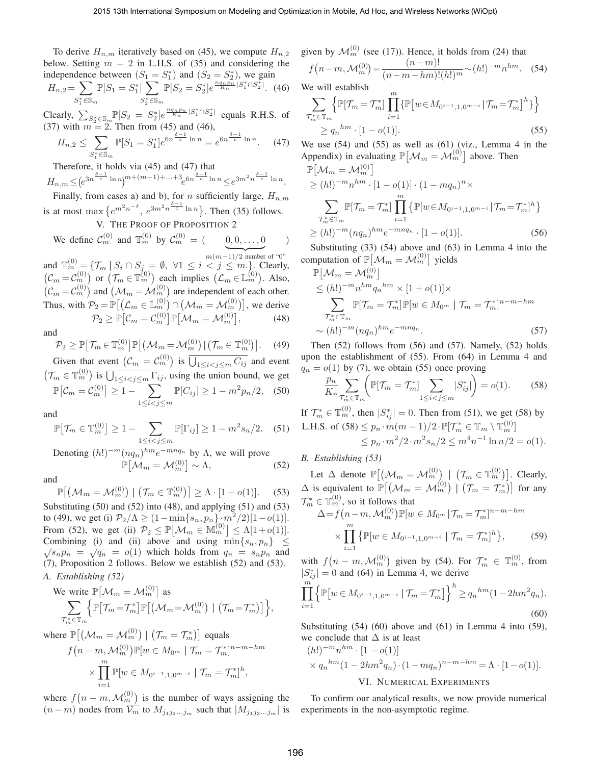To derive $H_{n,m}$ iteratively based on (45), we compute $H_{n,2}$ below. Setting $m = 2$ in L.H.S. of (35) and considering the independence between $(S_1 = S_1^*)$ and $(S_2 = S_2^*)$, we gain

$$H_{n,2} = \sum_{S_1^* \in \mathbb{S}_m} \mathbb{P}[S_1 = S_1^*] \sum_{S_2^* \in \mathbb{S}_m} \mathbb{P}[S_2 = S_2^*] e^{\frac{nq_n p_n}{K_n}|S_1^* \cap S_2^*|}. \quad (46)$$

Clearly, $\sum_{S_2^* \in \mathbb{S}_m} \mathbb{P}[S_2 = S_2^*] e^{\frac{nq_n p_n}{K_n}|S_1^* \cap S_2^*|}$ equals R.H.S. of (37) with $m = 2$. Then from (45) and (46),

$$H_{n,2} \leq \sum_{S_1^* \in \mathbb{S}_m} \mathbb{P}[S_1 = S_1^*] e^{6n^{\frac{\delta-1}{c}} \ln n} = e^{6n^{\frac{\delta-1}{c}} \ln n}. \quad (47)$$

Therefore, it holds via (45) and (47) that

$$H_{n,m} \leq \left(e^{3n^{\frac{\delta-1}{c}} \ln n}\right)^{m+(m-1)+\ldots+3} e^{6n^{\frac{\delta-1}{c}} \ln n} \leq e^{3m^2 n^{\frac{\delta-1}{c}} \ln n}.$$

Finally, from cases a) and b), for $n$ sufficiently large, $H_{n,m}$ is at most $\max\left\{e^{m^2 n^{-\delta}},\, e^{3m^2 n^{\frac{\delta-1}{c}} \ln n}\right\}$. Then (35) follows.

## V. The Proof of Proposition 2

We define $\mathcal{C}_m^{(0)}$ and $\mathbb{T}_m^{(0)}$ by $\mathcal{C}_m^{(0)} = (\underbrace{0, 0, \ldots, 0}_{m(m-1)/2 \text{ number of "0"}})$ and $\mathbb{T}_m^{(0)} = \{\mathcal{T}_m \mid S_i \cap S_j = \emptyset,\ \forall 1 \leq i < j \leq m.\}$. Clearly, $(\mathcal{C}_m = \mathcal{C}_m^{(0)})$ or $(\mathcal{T}_m \in \mathbb{T}_m^{(0)})$ each implies $(\mathcal{L}_m \in \mathbb{L}_m^{(0)})$. Also, $(\mathcal{C}_m = \mathcal{C}_m^{(0)})$ and $(\mathcal{M}_m = \mathcal{M}_m^{(0)})$ are independent of each other. Thus, with $\mathcal{P}_2 = \mathbb{P}\big[(\mathcal{L}_m \in \mathbb{L}_m^{(0)}) \cap (\mathcal{M}_m = \mathcal{M}_m^{(0)})\big]$, we derive

$$\mathcal{P}_2 \geq \mathbb{P}\big[\mathcal{C}_m = \mathcal{C}_m^{(0)}\big] \mathbb{P}\big[\mathcal{M}_m = \mathcal{M}_m^{(0)}\big], \quad (48)$$

and

$$\mathcal{P}_2 \geq \mathbb{P}\big[\mathcal{T}_m \in \mathbb{T}_m^{(0)}\big] \mathbb{P}\big[(\mathcal{M}_m = \mathcal{M}_m^{(0)}) \,|\, (\mathcal{T}_m \in \mathbb{T}_m^{(0)})\big]. \quad (49)$$

Given that event $(\mathcal{C}_m = \mathcal{C}_m^{(0)})$ is $\overline{\bigcup_{1 \leq i < j \leq m} C_{ij}}$ and event $(\mathcal{T}_m \in \mathbb{T}_m^{(0)})$ is $\overline{\bigcup_{1 \leq i < j \leq m} \Gamma_{ij}}$, using the union bound, we get

$$\mathbb{P}\big[\mathcal{C}_m = \mathcal{C}_m^{(0)}\big] \geq 1 - \sum_{1 \leq i < j \leq m} \mathbb{P}[C_{ij}] \geq 1 - m^2 p_n/2, \quad (50)$$

and

$$\mathbb{P}\big[\mathcal{T}_m \in \mathbb{T}_m^{(0)}\big] \geq 1 - \sum_{1 \leq i < j \leq m} \mathbb{P}[\Gamma_{ij}] \geq 1 - m^2 s_n/2. \quad (51)$$

Denoting $(h!)^{-m}(nq_n)^{hm} e^{-mnq_n}$ by $\Lambda$, we will prove

$$\mathbb{P}\big[\mathcal{M}_m = \mathcal{M}_m^{(0)}\big] \sim \Lambda, \quad (52)$$

and

$$\mathbb{P}\big[(\mathcal{M}_m = \mathcal{M}_m^{(0)}) \mid (\mathcal{T}_m \in \mathbb{T}_m^{(0)})\big] \geq \Lambda \cdot [1 - o(1)]. \quad (53)$$

Substituting (50) and (52) into (48), and applying (51) and (53) to (49), we get (i) $\mathcal{P}_2/\Lambda \geq (1 - \min\{s_n, p_n\} \cdot m^2/2)[1 - o(1)]$. From (52), we get (ii) $\mathcal{P}_2 \leq \mathbb{P}\big[\mathcal{M}_m \in \mathbb{M}_m^{(0)}\big] \leq \Lambda[1 + o(1)]$. Combining (i) and (ii) above and using $\min\{s_n, p_n\} \leq \sqrt{s_n p_n} = \sqrt{q_n} = o(1)$ which holds from $q_n = s_n p_n$ and (7), Proposition 2 follows. Below we establish (52) and (53).

### A. Establishing (52)

We write $\mathbb{P}\big[\mathcal{M}_m = \mathcal{M}_m^{(0)}\big]$ as

$$\sum_{\mathcal{T}_m^* \in \mathbb{T}_m} \Big\{ \mathbb{P}\big[\mathcal{T}_m = \mathcal{T}_m^*\big] \mathbb{P}\big[(\mathcal{M}_m = \mathcal{M}_m^{(0)}) \mid (\mathcal{T}_m = \mathcal{T}_m^*)\big] \Big\},$$

where $\mathbb{P}\big[(\mathcal{M}_m = \mathcal{M}_m^{(0)}) \mid (\mathcal{T}_m = \mathcal{T}_m^*)\big]$ equals

$$f\big(n - m, \mathcal{M}_m^{(0)}\big) \mathbb{P}[w \in M_{0^m} \mid \mathcal{T}_m = \mathcal{T}_m^*]^{n-m-hm} \times \prod_{i=1}^{m} \mathbb{P}[w \in M_{0^{i-1},1,0^{m-i}} \mid \mathcal{T}_m = \mathcal{T}_m^*]^h,$$

where $f\big(n - m, \mathcal{M}_m^{(0)}\big)$ is the number of ways assigning the $(n - m)$ nodes from $\overline{\mathcal{V}_m}$ to $M_{j_1 j_2 \ldots j_m}$ such that $|M_{j_1 j_2 \ldots j_m}|$ is given by $\mathcal{M}_m^{(0)}$ (see (17)). Hence, it holds from (24) that

$$f\big(n - m, \mathcal{M}_m^{(0)}\big) = \frac{(n - m)!}{(n - m - hm)!(h!)^m} \sim (h!)^{-m} n^{hm}. \quad (54)$$

We will establish

$$\sum_{\mathcal{T}_m^* \in \mathbb{T}_m} \Big\{ \mathbb{P}[\mathcal{T}_m = \mathcal{T}_m^*] \prod_{i=1}^{m} \{\mathbb{P}\big[w \in M_{0^{i-1},1,0^{m-i}} \,|\, \mathcal{T}_m = \mathcal{T}_m^*\big]^h\} \Big\} \geq {q_n}^{hm} \cdot [1 - o(1)]. \quad (55)$$

We use (54) and (55) as well as (61) (viz., Lemma 4 in the Appendix) in evaluating $\mathbb{P}\big[\mathcal{M}_m = \mathcal{M}_m^{(0)}\big]$ above. Then

$$\begin{aligned}
&\mathbb{P}\big[\mathcal{M}_m = \mathcal{M}_m^{(0)}\big] \\
&\geq (h!)^{-m} n^{hm} \cdot [1 - o(1)] \cdot (1 - mq_n)^n \times \\
&\quad \sum_{\mathcal{T}_m^* \in \mathbb{T}_m} \mathbb{P}[\mathcal{T}_m = \mathcal{T}_m^*] \prod_{i=1}^{m} \big\{\mathbb{P}[w \in M_{0^{i-1},1,0^{m-i}} \,|\, \mathcal{T}_m = \mathcal{T}_m^*]^h\big\} \\
&\geq (h!)^{-m} (nq_n)^{hm} e^{-mnq_n} \cdot [1 - o(1)]. \quad (56)
\end{aligned}$$

Substituting (33) (54) above and (63) in Lemma 4 into the computation of $\mathbb{P}\big[\mathcal{M}_m = \mathcal{M}_m^{(0)}\big]$ yields

$$\begin{aligned}
&\mathbb{P}\big[\mathcal{M}_m = \mathcal{M}_m^{(0)}\big] \\
&\leq (h!)^{-m} n^{hm} {q_n}^{hm} \times [1 + o(1)] \times \\
&\quad \sum_{\mathcal{T}_m^* \in \mathbb{T}_m} \mathbb{P}[\mathcal{T}_m = \mathcal{T}_m^*] \mathbb{P}[w \in M_{0^m} \mid \mathcal{T}_m = \mathcal{T}_m^*]^{n-m-hm} \\
&\sim (h!)^{-m} (nq_n)^{hm} e^{-mnq_n}. \quad (57)
\end{aligned}$$

Then (52) follows from (56) and (57). Namely, (52) holds upon the establishment of (55). From (64) in Lemma 4 and $q_n = o(1)$ by (7), we obtain (55) once proving

$$\frac{p_n}{K_n} \sum_{\mathcal{T}_m^* \in \mathbb{T}_m} \bigg( \mathbb{P}[\mathcal{T}_m = \mathcal{T}_m^*] \sum_{1 \leq i < j \leq m} |S_{ij}^*| \bigg) = o(1). \quad (58)$$

If $\mathcal{T}_m^* \in \mathbb{T}_m^{(0)}$, then $|S_{ij}^*| = 0$. Then from (51), we get (58) by

$$\begin{aligned}
\text{L.H.S. of (58)} &\leq p_n \cdot m(m-1)/2 \cdot \mathbb{P}[\mathcal{T}_m^* \in \mathbb{T}_m \setminus \mathbb{T}_m^{(0)}] \\
&\leq p_n \cdot m^2/2 \cdot m^2 s_n/2 \leq m^4 n^{-1} \ln n/2 = o(1).
\end{aligned}$$

### B. Establishing (53)

Let $\Delta$ denote $\mathbb{P}\big[(\mathcal{M}_m = \mathcal{M}_m^{(0)}) \mid (\mathcal{T}_m \in \mathbb{T}_m^{(0)})\big]$. Clearly, $\Delta$ is equivalent to $\mathbb{P}\big[(\mathcal{M}_m = \mathcal{M}_m^{(0)}) \mid (\mathcal{T}_m = \mathcal{T}_m^*)\big]$ for any $\mathcal{T}_m^* \in \mathbb{T}_m^{(0)}$, so it follows that

$$\begin{aligned}
\Delta &= f\big(n - m, \mathcal{M}_m^{(0)}\big) \mathbb{P}[w \in M_{0^m} \,|\, \mathcal{T}_m = \mathcal{T}_m^*]^{n-m-hm} \\
&\quad \times \prod_{i=1}^{m} \big\{\mathbb{P}[w \in M_{0^{i-1},1,0^{m-i}} \mid \mathcal{T}_m = \mathcal{T}_m^*]^h\big\}, \quad (59)
\end{aligned}$$

with $f\big(n - m, \mathcal{M}_m^{(0)}\big)$ given by (54). For $\mathcal{T}_m^* \in \mathbb{T}_m^{(0)}$, from $|S_{ij}^*| = 0$ and (64) in Lemma 4, we derive

$$\prod_{i=1}^{m} \Big\{ \mathbb{P}\big[w \in M_{0^{i-1},1,0^{m-i}} \,|\, \mathcal{T}_m = \mathcal{T}_m^*\big] \Big\}^h \geq {q_n}^{hm}(1 - 2hm^2 q_n). \quad (60)$$

Substituting (54) (60) above and (61) in Lemma 4 into (59), we conclude that $\Delta$ is at least

$$\begin{aligned}
&(h!)^{-m} n^{hm} \cdot [1 - o(1)] \\
&\times {q_n}^{hm}(1 - 2hm^2 q_n) \cdot (1 - mq_n)^{n-m-hm} = \Lambda \cdot [1 - o(1)].
\end{aligned}$$

## VI. Numerical Experiments

To confirm our analytical results, we now provide numerical experiments in the non-asymptotic regime.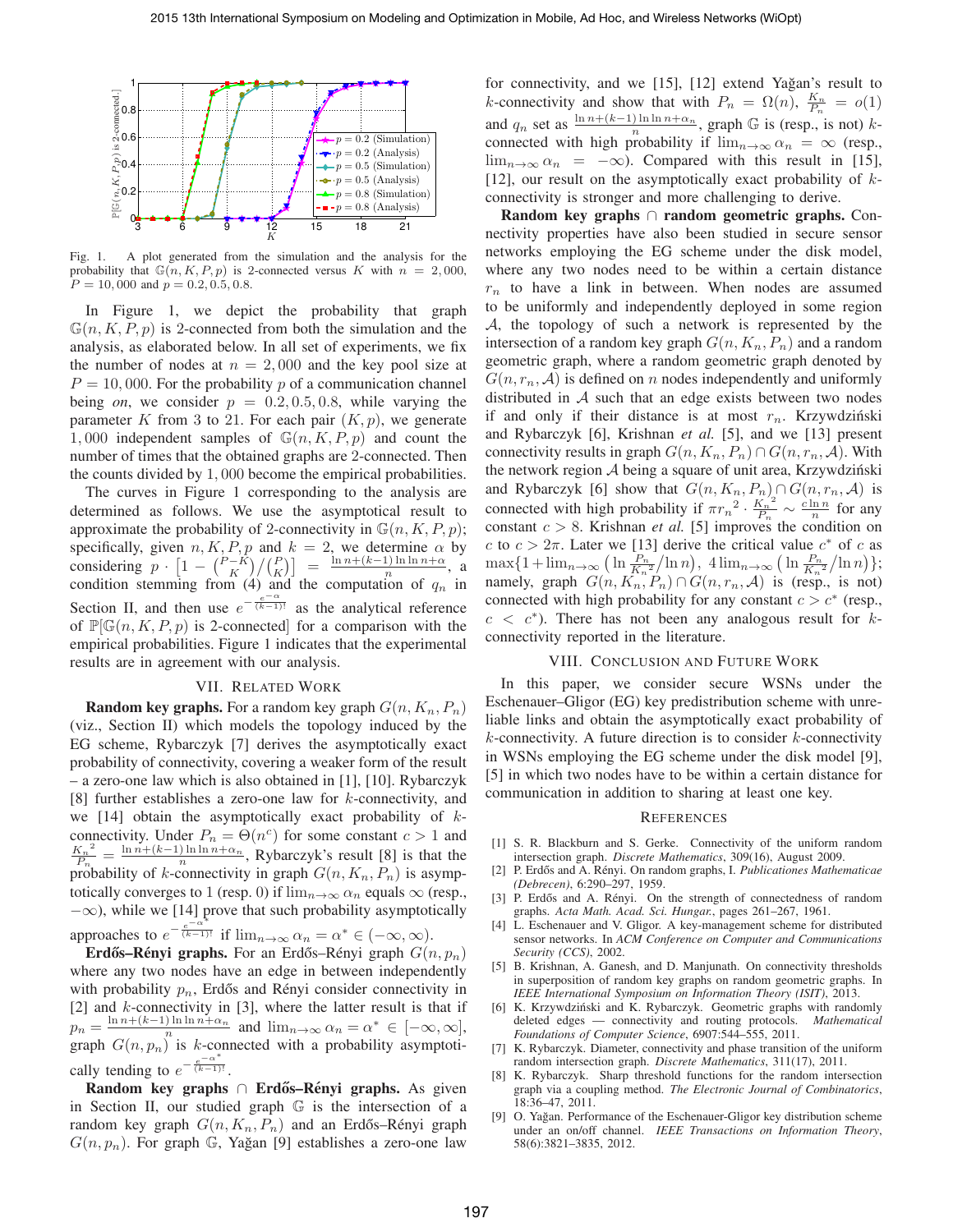Fig. 1. A plot generated from the simulation and the analysis for the probability that $\mathbb{G}(n, K, P, p)$ is 2-connected versus $K$ with $n = 2{,}000$, $P = 10{,}000$ and $p = 0.2, 0.5, 0.8$.

In Figure 1, we depict the probability that graph $\mathbb{G}(n, K, P, p)$ is 2-connected from both the simulation and the analysis, as elaborated below. In all set of experiments, we fix the number of nodes at $n = 2{,}000$ and the key pool size at $P = 10{,}000$. For the probability $p$ of a communication channel being *on*, we consider $p = 0.2, 0.5, 0.8$, while varying the parameter $K$ from 3 to 21. For each pair $(K, p)$, we generate $1{,}000$ independent samples of $\mathbb{G}(n, K, P, p)$ and count the number of times that the obtained graphs are 2-connected. Then the counts divided by $1{,}000$ become the empirical probabilities.

The curves in Figure 1 corresponding to the analysis are determined as follows. We use the asymptotical result to approximate the probability of 2-connectivity in $\mathbb{G}(n, K, P, p)$; specifically, given $n, K, P, p$ and $k = 2$, we determine $\alpha$ by considering $p \cdot \left[1 - \binom{P-K}{K}/\binom{P}{K}\right] = \frac{\ln n + (k-1)\ln\ln n + \alpha}{n}$, a condition stemming from (4) and the computation of $q_n$ in Section II, and then use $e^{-\frac{e^{-\alpha}}{(k-1)!}}$ as the analytical reference of $\mathbb{P}[\mathbb{G}(n, K, P, p)$ is 2-connected$]$ for a comparison with the empirical probabilities. Figure 1 indicates that the experimental results are in agreement with our analysis.

## VII. Related Work

**Random key graphs.** For a random key graph $G(n, K_n, P_n)$ (viz., Section II) which models the topology induced by the EG scheme, Rybarczyk [7] derives the asymptotically exact probability of connectivity, covering a weaker form of the result – a zero-one law which is also obtained in [1], [10]. Rybarczyk [8] further establishes a zero-one law for $k$-connectivity, and we [14] obtain the asymptotically exact probability of $k$-connectivity. Under $P_n = \Theta(n^c)$ for some constant $c > 1$ and $\frac{{K_n}^2}{P_n} = \frac{\ln n + (k-1)\ln\ln n + \alpha_n}{n}$, Rybarczyk's result [8] is that the probability of $k$-connectivity in graph $G(n, K_n, P_n)$ is asymptotically converges to 1 (resp. 0) if $\lim_{n\to\infty} \alpha_n$ equals $\infty$ (resp., $-\infty$), while we [14] prove that such probability asymptotically approaches to $e^{-\frac{e^{-\alpha^*}}{(k-1)!}}$ if $\lim_{n\to\infty} \alpha_n = \alpha^* \in (-\infty, \infty)$.

**Erdős–Rényi graphs.** For an Erdős–Rényi graph $G(n, p_n)$ where any two nodes have an edge in between independently with probability $p_n$, Erdős and Rényi consider connectivity in [2] and $k$-connectivity in [3], where the latter result is that if $p_n = \frac{\ln n + (k-1)\ln\ln n + \alpha_n}{n}$ and $\lim_{n\to\infty} \alpha_n = \alpha^* \in [-\infty, \infty]$, graph $G(n, p_n)$ is $k$-connected with a probability asymptotically tending to $e^{-\frac{e^{-\alpha^*}}{(k-1)!}}$.

**Random key graphs $\cap$ Erdős–Rényi graphs.** As given in Section II, our studied graph $\mathbb{G}$ is the intersection of a random key graph $G(n, K_n, P_n)$ and an Erdős–Rényi graph $G(n, p_n)$. For graph $\mathbb{G}$, Yağan [9] establishes a zero-one law for connectivity, and we [15], [12] extend Yağan's result to $k$-connectivity and show that with $P_n = \Omega(n)$, $\frac{K_n}{P_n} = o(1)$ and $q_n$ set as $\frac{\ln n + (k-1)\ln\ln n + \alpha_n}{n}$, graph $\mathbb{G}$ is (resp., is not) $k$-connected with high probability if $\lim_{n\to\infty} \alpha_n = \infty$ (resp., $\lim_{n\to\infty} \alpha_n = -\infty$). Compared with this result in [15], [12], our result on the asymptotically exact probability of $k$-connectivity is stronger and more challenging to derive.

**Random key graphs $\cap$ random geometric graphs.** Connectivity properties have also been studied in secure sensor networks employing the EG scheme under the disk model, where any two nodes need to be within a certain distance $r_n$ to have a link in between. When nodes are assumed to be uniformly and independently deployed in some region $\mathcal{A}$, the topology of such a network is represented by the intersection of a random key graph $G(n, K_n, P_n)$ and a random geometric graph, where a random geometric graph denoted by $G(n, r_n, \mathcal{A})$ is defined on $n$ nodes independently and uniformly distributed in $\mathcal{A}$ such that an edge exists between two nodes if and only if their distance is at most $r_n$. Krzywdziński and Rybarczyk [6], Krishnan *et al.* [5], and we [13] present connectivity results in graph $G(n, K_n, P_n) \cap G(n, r_n, \mathcal{A})$. With the network region $\mathcal{A}$ being a square of unit area, Krzywdziński and Rybarczyk [6] show that $G(n, K_n, P_n) \cap G(n, r_n, \mathcal{A})$ is connected with high probability if $\pi {r_n}^2 \cdot \frac{{K_n}^2}{P_n} \sim \frac{c \ln n}{n}$ for any constant $c > 8$. Krishnan *et al.* [5] improves the condition on $c$ to $c > 2\pi$. Later we [13] derive the critical value $c^*$ of $c$ as $\max\{1 + \lim_{n\to\infty} \left(\ln \frac{P_n}{{K_n}^2} / \ln n\right),\ 4 \lim_{n\to\infty} \left(\ln \frac{P_n}{{K_n}^2} / \ln n\right)\}$; namely, graph $G(n, K_n, P_n) \cap G(n, r_n, \mathcal{A})$ is (resp., is not) connected with high probability for any constant $c > c^*$ (resp., $c < c^*$). There has not been any analogous result for $k$-connectivity reported in the literature.

## VIII. Conclusion and Future Work

In this paper, we consider secure WSNs under the Eschenauer–Gligor (EG) key predistribution scheme with unreliable links and obtain the asymptotically exact probability of $k$-connectivity. A future direction is to consider $k$-connectivity in WSNs employing the EG scheme under the disk model [9], [5] in which two nodes have to be within a certain distance for communication in addition to sharing at least one key.

## References

[1] S. R. Blackburn and S. Gerke. Connectivity of the uniform random intersection graph. *Discrete Mathematics*, 309(16), August 2009.

[2] P. Erdős and A. Rényi. On random graphs, I. *Publicationes Mathematicae (Debrecen)*, 6:290–297, 1959.

[3] P. Erdős and A. Rényi. On the strength of connectedness of random graphs. *Acta Math. Acad. Sci. Hungar.*, pages 261–267, 1961.

[4] L. Eschenauer and V. Gligor. A key-management scheme for distributed sensor networks. In *ACM Conference on Computer and Communications Security (CCS)*, 2002.

[5] B. Krishnan, A. Ganesh, and D. Manjunath. On connectivity thresholds in superposition of random key graphs on random geometric graphs. In *IEEE International Symposium on Information Theory (ISIT)*, 2013.

[6] K. Krzywdziński and K. Rybarczyk. Geometric graphs with randomly deleted edges — connectivity and routing protocols. *Mathematical Foundations of Computer Science*, 6907:544–555, 2011.

[7] K. Rybarczyk. Diameter, connectivity and phase transition of the uniform random intersection graph. *Discrete Mathematics*, 311(17), 2011.

[8] K. Rybarczyk. Sharp threshold functions for the random intersection graph via a coupling method. *The Electronic Journal of Combinatorics*, 18:36–47, 2011.

[9] O. Yağan. Performance of the Eschenauer-Gligor key distribution scheme under an on/off channel. *IEEE Transactions on Information Theory*, 58(6):3821–3835, 2012.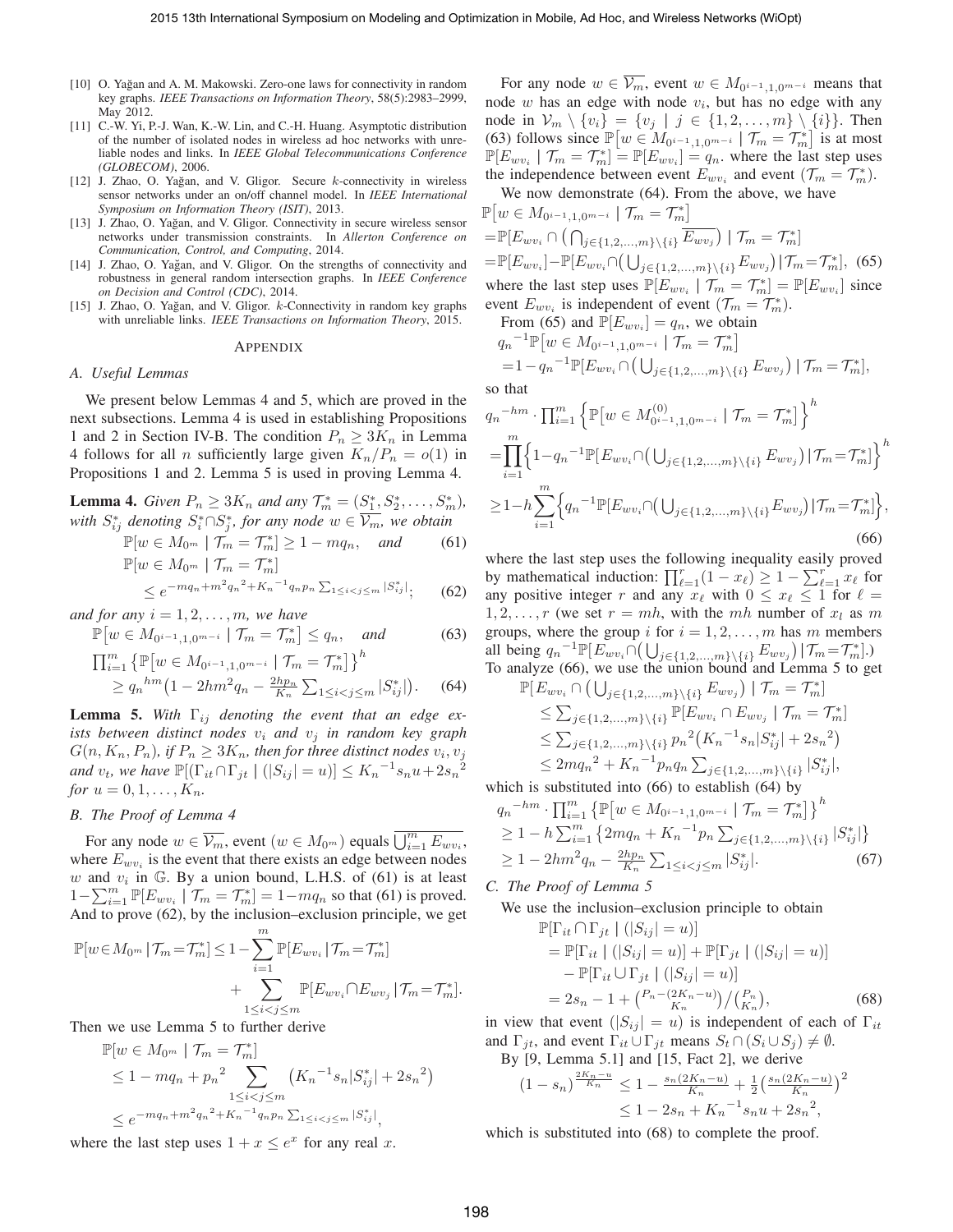[10] O. Yağan and A. M. Makowski. Zero-one laws for connectivity in random key graphs. *IEEE Transactions on Information Theory*, 58(5):2983–2999, May 2012.

[11] C.-W. Yi, P.-J. Wan, K.-W. Lin, and C.-H. Huang. Asymptotic distribution of the number of isolated nodes in wireless ad hoc networks with unreliable nodes and links. In *IEEE Global Telecommunications Conference (GLOBECOM)*, 2006.

[12] J. Zhao, O. Yağan, and V. Gligor. Secure $k$-connectivity in wireless sensor networks under an on/off channel model. In *IEEE International Symposium on Information Theory (ISIT)*, 2013.

[13] J. Zhao, O. Yağan, and V. Gligor. Connectivity in secure wireless sensor networks under transmission constraints. In *Allerton Conference on Communication, Control, and Computing*, 2014.

[14] J. Zhao, O. Yağan, and V. Gligor. On the strengths of connectivity and robustness in general random intersection graphs. In *IEEE Conference on Decision and Control (CDC)*, 2014.

[15] J. Zhao, O. Yağan, and V. Gligor. $k$-Connectivity in random key graphs with unreliable links. *IEEE Transactions on Information Theory*, 2015.

## Appendix

### A. Useful Lemmas

We present below Lemmas 4 and 5, which are proved in the next subsections. Lemma 4 is used in establishing Propositions 1 and 2 in Section IV-B. The condition $P_n \geq 3K_n$ in Lemma 4 follows for all $n$ sufficiently large given $K_n/P_n = o(1)$ in Propositions 1 and 2. Lemma 5 is used in proving Lemma 4.

**Lemma 4.** *Given $P_n \geq 3K_n$ and any $\mathcal{T}_m^* = (S_1^*, S_2^*, \ldots, S_m^*)$, with $S_{ij}^*$ denoting $S_i^* \cap S_j^*$, for any node $w \in \overline{\mathcal{V}_m}$, we obtain*

$$\mathbb{P}[w \in M_{0^m} \mid \mathcal{T}_m = \mathcal{T}_m^*] \geq 1 - mq_n, \quad \text{and} \tag{61}$$

$$\mathbb{P}[w \in M_{0^m} \mid \mathcal{T}_m = \mathcal{T}_m^*] \leq e^{-mq_n + m^2 {q_n}^2 + {K_n}^{-1} q_n p_n \sum_{1 \leq i < j \leq m} |S_{ij}^*|}; \tag{62}$$

*and for any $i = 1, 2, \ldots, m$, we have*

$$\mathbb{P}\big[w \in M_{0^{i-1},1,0^{m-i}} \mid \mathcal{T}_m = \mathcal{T}_m^*\big] \leq q_n, \quad \text{and} \tag{63}$$

$$\prod_{i=1}^m \big\{\mathbb{P}\big[w \in M_{0^{i-1},1,0^{m-i}} \mid \mathcal{T}_m = \mathcal{T}_m^*\big]\big\}^h \geq {q_n}^{hm}\big(1 - 2hm^2 q_n - \tfrac{2hp_n}{K_n} \textstyle\sum_{1 \leq i < j \leq m} |S_{ij}^*|\big). \tag{64}$$

**Lemma 5.** *With $\Gamma_{ij}$ denoting the event that an edge exists between distinct nodes $v_i$ and $v_j$ in random key graph $G(n, K_n, P_n)$, if $P_n \geq 3K_n$, then for three distinct nodes $v_i, v_j$ and $v_t$, we have $\mathbb{P}[(\Gamma_{it} \cap \Gamma_{jt} \mid (|S_{ij}| = u)] \leq {K_n}^{-1} s_n u + 2{s_n}^2$ for $u = 0, 1, \ldots, K_n$.*

### B. The Proof of Lemma 4

For any node $w \in \overline{\mathcal{V}_m}$, event $(w \in M_{0^m})$ equals $\overline{\bigcup_{i=1}^m E_{wv_i}}$, where $E_{wv_i}$ is the event that there exists an edge between nodes $w$ and $v_i$ in $\mathbb{G}$. By a union bound, L.H.S. of (61) is at least $1 - \sum_{i=1}^m \mathbb{P}[E_{wv_i} \mid \mathcal{T}_m = \mathcal{T}_m^*] = 1 - mq_n$ so that (61) is proved. And to prove (62), by the inclusion–exclusion principle, we get

$$\mathbb{P}[w \in M_{0^m} \mid \mathcal{T}_m = \mathcal{T}_m^*] \leq 1 - \sum_{i=1}^m \mathbb{P}[E_{wv_i} \mid \mathcal{T}_m = \mathcal{T}_m^*] + \sum_{1 \leq i < j \leq m} \mathbb{P}[E_{wv_i} \cap E_{wv_j} \mid \mathcal{T}_m = \mathcal{T}_m^*].$$

Then we use Lemma 5 to further derive

$$\begin{aligned}
&\mathbb{P}[w \in M_{0^m} \mid \mathcal{T}_m = \mathcal{T}_m^*] \\
&\leq 1 - mq_n + {p_n}^2 \sum_{1 \leq i < j \leq m} \big({K_n}^{-1} s_n |S_{ij}^*| + 2{s_n}^2\big) \\
&\leq e^{-mq_n + m^2 {q_n}^2 + {K_n}^{-1} q_n p_n \sum_{1 \leq i < j \leq m} |S_{ij}^*|},
\end{aligned}$$

where the last step uses $1 + x \leq e^x$ for any real $x$.

For any node $w \in \overline{\mathcal{V}_m}$, event $w \in M_{0^{i-1},1,0^{m-i}}$ means that node $w$ has an edge with node $v_i$, but has no edge with any node in $\mathcal{V}_m \setminus \{v_i\} = \{v_j \mid j \in \{1, 2, \ldots, m\} \setminus \{i\}\}$. Then (63) follows since $\mathbb{P}\big[w \in M_{0^{i-1},1,0^{m-i}} \mid \mathcal{T}_m = \mathcal{T}_m^*\big]$ is at most $\mathbb{P}[E_{wv_i} \mid \mathcal{T}_m = \mathcal{T}_m^*] = \mathbb{P}[E_{wv_i}] = q_n$. where the last step uses the independence between event $E_{wv_i}$ and event $(\mathcal{T}_m = \mathcal{T}_m^*)$.

We now demonstrate (64). From the above, we have

$$\begin{aligned}
&\mathbb{P}\big[w \in M_{0^{i-1},1,0^{m-i}} \mid \mathcal{T}_m = \mathcal{T}_m^*\big] \\
&= \mathbb{P}[E_{wv_i} \cap \big(\textstyle\bigcap_{j \in \{1,2,\ldots,m\} \setminus \{i\}} \overline{E_{wv_j}}\big) \mid \mathcal{T}_m = \mathcal{T}_m^*] \\
&= \mathbb{P}[E_{wv_i}] - \mathbb{P}[E_{wv_i} \cap \big(\textstyle\bigcup_{j \in \{1,2,\ldots,m\} \setminus \{i\}} E_{wv_j}\big) \mid \mathcal{T}_m = \mathcal{T}_m^*],
\end{aligned} \tag{65}$$

where the last step uses $\mathbb{P}[E_{wv_i} \mid \mathcal{T}_m = \mathcal{T}_m^*] = \mathbb{P}[E_{wv_i}]$ since event $E_{wv_i}$ is independent of event $(\mathcal{T}_m = \mathcal{T}_m^*)$.

From (65) and $\mathbb{P}[E_{wv_i}] = q_n$, we obtain

$$\begin{aligned}
&{q_n}^{-1} \mathbb{P}\big[w \in M_{0^{i-1},1,0^{m-i}} \mid \mathcal{T}_m = \mathcal{T}_m^*\big] \\
&= 1 - {q_n}^{-1} \mathbb{P}[E_{wv_i} \cap \big(\textstyle\bigcup_{j \in \{1,2,\ldots,m\} \setminus \{i\}} E_{wv_j}\big) \mid \mathcal{T}_m = \mathcal{T}_m^*],
\end{aligned}$$

so that

$$\begin{aligned}
&{q_n}^{-hm} \cdot \prod_{i=1}^m \Big\{\mathbb{P}\big[w \in M^{(0)}_{0^{i-1},1,0^{m-i}} \mid \mathcal{T}_m = \mathcal{T}_m^*\big]\Big\}^h \\
&= \prod_{i=1}^m \Big\{1 - {q_n}^{-1} \mathbb{P}[E_{wv_i} \cap \big(\textstyle\bigcup_{j \in \{1,2,\ldots,m\} \setminus \{i\}} E_{wv_j}\big) \mid \mathcal{T}_m = \mathcal{T}_m^*]\Big\}^h \\
&\geq 1 - h \sum_{i=1}^m \Big\{{q_n}^{-1} \mathbb{P}[E_{wv_i} \cap \big(\textstyle\bigcup_{j \in \{1,2,\ldots,m\} \setminus \{i\}} E_{wv_j}\big) \mid \mathcal{T}_m = \mathcal{T}_m^*]\Big\},
\end{aligned} \tag{66}$$

where the last step uses the following inequality easily proved by mathematical induction: $\prod_{\ell=1}^r (1 - x_\ell) \geq 1 - \sum_{\ell=1}^r x_\ell$ for any positive integer $r$ and any $x_\ell$ with $0 \leq x_\ell \leq 1$ for $\ell = 1, 2, \ldots, r$ (we set $r = mh$, with the $mh$ number of $x_l$ as $m$ groups, where the group $i$ for $i = 1, 2, \ldots, m$ has $m$ members all being ${q_n}^{-1} \mathbb{P}[E_{wv_i} \cap \big(\bigcup_{j \in \{1,2,\ldots,m\} \setminus \{i\}} E_{wv_j}\big) \mid \mathcal{T}_m = \mathcal{T}_m^*]$.) To analyze (66), we use the union bound and Lemma 5 to get

$$\begin{aligned}
&\mathbb{P}[E_{wv_i} \cap \big(\textstyle\bigcup_{j \in \{1,2,\ldots,m\} \setminus \{i\}} E_{wv_j}\big) \mid \mathcal{T}_m = \mathcal{T}_m^*] \\
&\leq \textstyle\sum_{j \in \{1,2,\ldots,m\} \setminus \{i\}} \mathbb{P}[E_{wv_i} \cap E_{wv_j} \mid \mathcal{T}_m = \mathcal{T}_m^*] \\
&\leq \textstyle\sum_{j \in \{1,2,\ldots,m\} \setminus \{i\}} {p_n}^2 \big({K_n}^{-1} s_n |S_{ij}^*| + 2{s_n}^2\big) \\
&\leq 2m{q_n}^2 + {K_n}^{-1} p_n q_n \textstyle\sum_{j \in \{1,2,\ldots,m\} \setminus \{i\}} |S_{ij}^*|,
\end{aligned}$$

which is substituted into (66) to establish (64) by

$$\begin{aligned}
&{q_n}^{-hm} \cdot \prod_{i=1}^m \big\{\mathbb{P}\big[w \in M_{0^{i-1},1,0^{m-i}} \mid \mathcal{T}_m = \mathcal{T}_m^*\big]\big\}^h \\
&\geq 1 - h \textstyle\sum_{i=1}^m \big\{2mq_n + {K_n}^{-1} p_n \sum_{j \in \{1,2,\ldots,m\} \setminus \{i\}} |S_{ij}^*|\big\} \\
&\geq 1 - 2hm^2 q_n - \tfrac{2hp_n}{K_n} \textstyle\sum_{1 \leq i < j \leq m} |S_{ij}^*|.
\end{aligned} \tag{67}$$

### C. The Proof of Lemma 5

We use the inclusion–exclusion principle to obtain

$$\begin{aligned}
&\mathbb{P}[\Gamma_{it} \cap \Gamma_{jt} \mid (|S_{ij}| = u)] \\
&= \mathbb{P}[\Gamma_{it} \mid (|S_{ij}| = u)] + \mathbb{P}[\Gamma_{jt} \mid (|S_{ij}| = u)] \\
&\quad - \mathbb{P}[\Gamma_{it} \cup \Gamma_{jt} \mid (|S_{ij}| = u)] \\
&= 2s_n - 1 + \tbinom{P_n - (2K_n - u)}{K_n} \big/ \tbinom{P_n}{K_n},
\end{aligned} \tag{68}$$

in view that event $(|S_{ij}| = u)$ is independent of each of $\Gamma_{it}$ and $\Gamma_{jt}$, and event $\Gamma_{it} \cup \Gamma_{jt}$ means $S_t \cap (S_i \cup S_j) \neq \emptyset$.

By [9, Lemma 5.1] and [15, Fact 2], we derive

$$\begin{aligned}
(1 - s_n)^{\frac{2K_n - u}{K_n}} &\leq 1 - \tfrac{s_n(2K_n - u)}{K_n} + \tfrac{1}{2}\big(\tfrac{s_n(2K_n - u)}{K_n}\big)^2 \\
&\leq 1 - 2s_n + {K_n}^{-1} s_n u + 2{s_n}^2,
\end{aligned}$$

which is substituted into (68) to complete the proof.